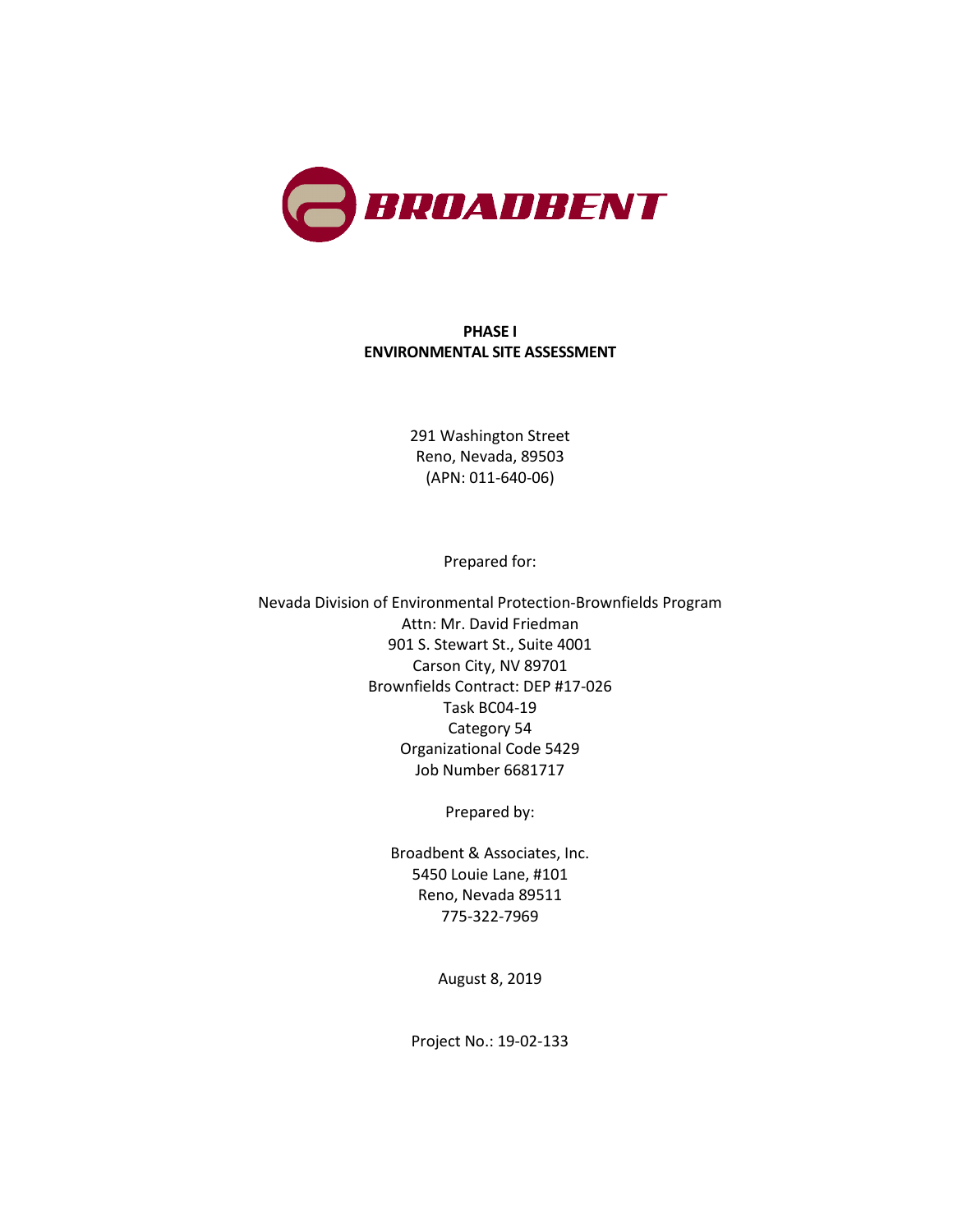BROADBENT

# PHASE I
# ENVIRONMENTAL SITE ASSESSMENT

291 Washington Street
Reno, Nevada, 89503
(APN: 011-640-06)

Prepared for:

Nevada Division of Environmental Protection-Brownfields Program
Attn: Mr. David Friedman
901 S. Stewart St., Suite 4001
Carson City, NV 89701
Brownfields Contract: DEP #17-026
Task BC04-19
Category 54
Organizational Code 5429
Job Number 6681717

Prepared by:

Broadbent & Associates, Inc.
5450 Louie Lane, #101
Reno, Nevada 89511
775-322-7969

August 8, 2019

Project No.: 19-02-133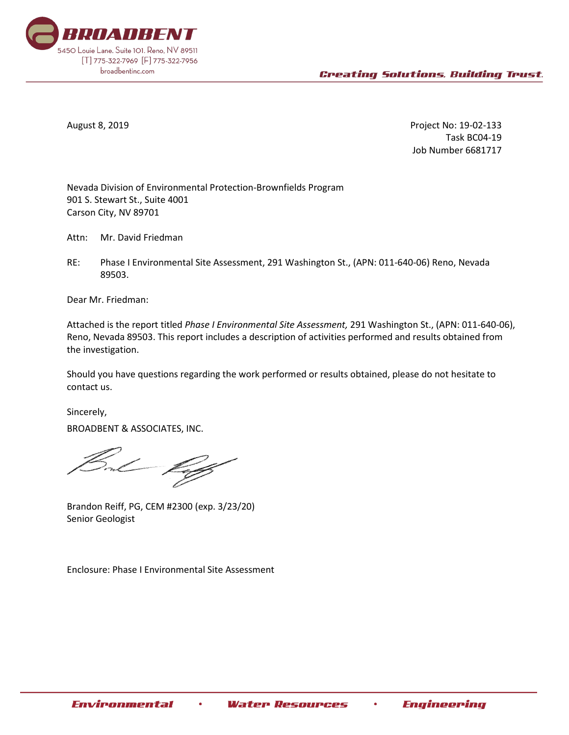August 8, 2019

Project No: 19-02-133
Task BC04-19
Job Number 6681717

Nevada Division of Environmental Protection-Brownfields Program
901 S. Stewart St., Suite 4001
Carson City, NV 89701

Attn: Mr. David Friedman

RE: Phase I Environmental Site Assessment, 291 Washington St., (APN: 011-640-06) Reno, Nevada 89503.

Dear Mr. Friedman:

Attached is the report titled *Phase I Environmental Site Assessment,* 291 Washington St., (APN: 011-640-06), Reno, Nevada 89503. This report includes a description of activities performed and results obtained from the investigation.

Should you have questions regarding the work performed or results obtained, please do not hesitate to contact us.

Sincerely,

BROADBENT & ASSOCIATES, INC.

Brandon Reiff, PG, CEM #2300 (exp. 3/23/20)
Senior Geologist

Enclosure: Phase I Environmental Site Assessment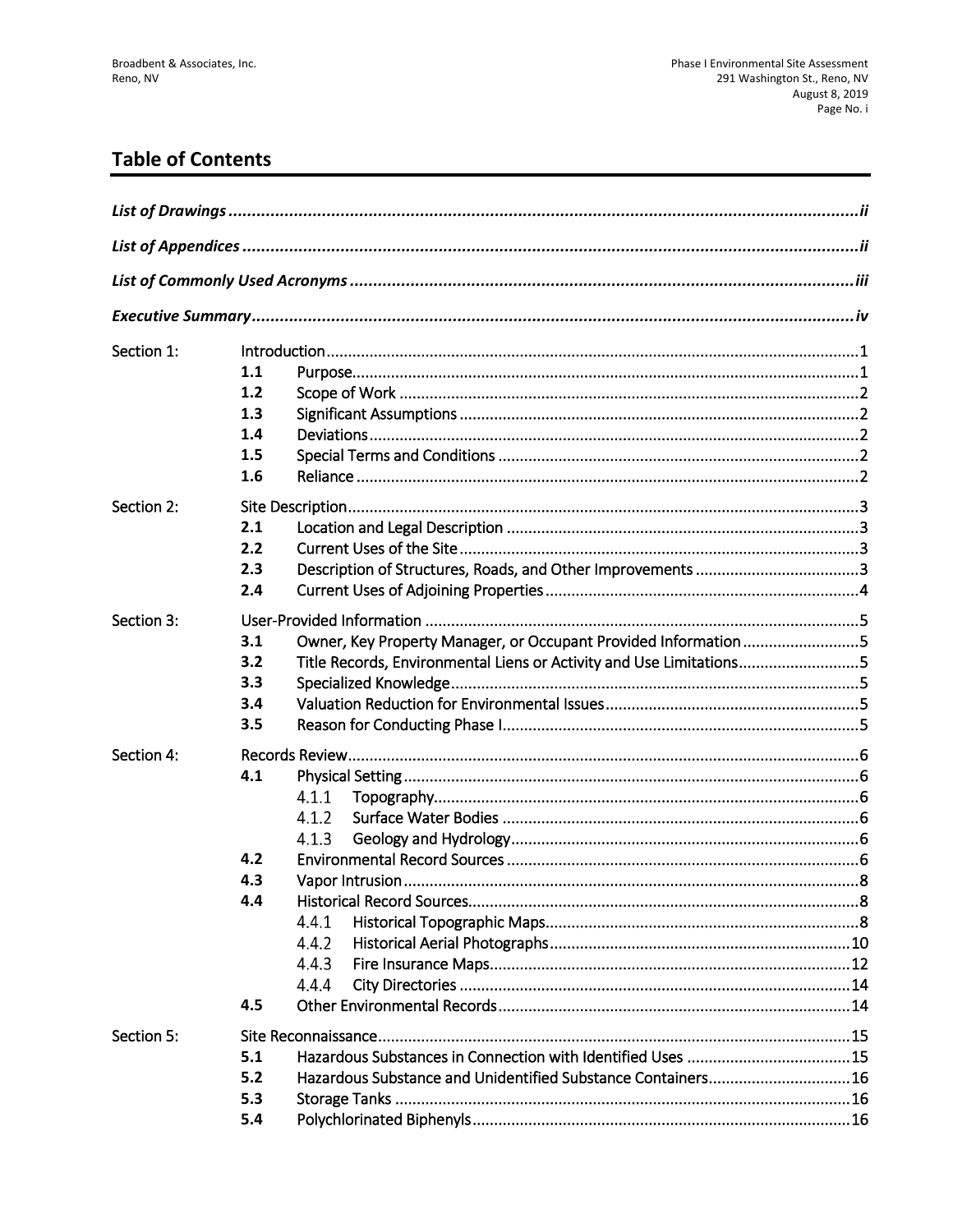## Table of Contents

***List of Drawings*** ........................................................................................................................... ***ii***

***List of Appendices*** ......................................................................................................................... ***ii***

***List of Commonly Used Acronyms*** ................................................................................................. ***iii***

***Executive Summary*** ...................................................................................................................... ***iv***

Section 1: Introduction .............................................................................................................. 1
- **1.1** Purpose ..................................................................................................................... 1
- **1.2** Scope of Work ........................................................................................................... 2
- **1.3** Significant Assumptions ............................................................................................ 2
- **1.4** Deviations ................................................................................................................. 2
- **1.5** Special Terms and Conditions ................................................................................... 2
- **1.6** Reliance .................................................................................................................... 2

Section 2: Site Description ......................................................................................................... 3
- **2.1** Location and Legal Description ................................................................................. 3
- **2.2** Current Uses of the Site ............................................................................................ 3
- **2.3** Description of Structures, Roads, and Other Improvements ...................................... 3
- **2.4** Current Uses of Adjoining Properties ........................................................................ 4

Section 3: User-Provided Information ....................................................................................... 5
- **3.1** Owner, Key Property Manager, or Occupant Provided Information ........................... 5
- **3.2** Title Records, Environmental Liens or Activity and Use Limitations ........................... 5
- **3.3** Specialized Knowledge .............................................................................................. 5
- **3.4** Valuation Reduction for Environmental Issues .......................................................... 5
- **3.5** Reason for Conducting Phase I .................................................................................. 5

Section 4: Records Review ......................................................................................................... 6
- **4.1** Physical Setting ......................................................................................................... 6
  - 4.1.1 Topography ................................................................................................. 6
  - 4.1.2 Surface Water Bodies ................................................................................. 6
  - 4.1.3 Geology and Hydrology ............................................................................... 6
- **4.2** Environmental Record Sources ................................................................................. 6
- **4.3** Vapor Intrusion ......................................................................................................... 8
- **4.4** Historical Record Sources .......................................................................................... 8
  - 4.4.1 Historical Topographic Maps ...................................................................... 8
  - 4.4.2 Historical Aerial Photographs .................................................................... 10
  - 4.4.3 Fire Insurance Maps .................................................................................. 12
  - 4.4.4 City Directories .......................................................................................... 14
- **4.5** Other Environmental Records ................................................................................. 14

Section 5: Site Reconnaissance ................................................................................................ 15
- **5.1** Hazardous Substances in Connection with Identified Uses ...................................... 15
- **5.2** Hazardous Substance and Unidentified Substance Containers ................................. 16
- **5.3** Storage Tanks .......................................................................................................... 16
- **5.4** Polychlorinated Biphenyls ....................................................................................... 16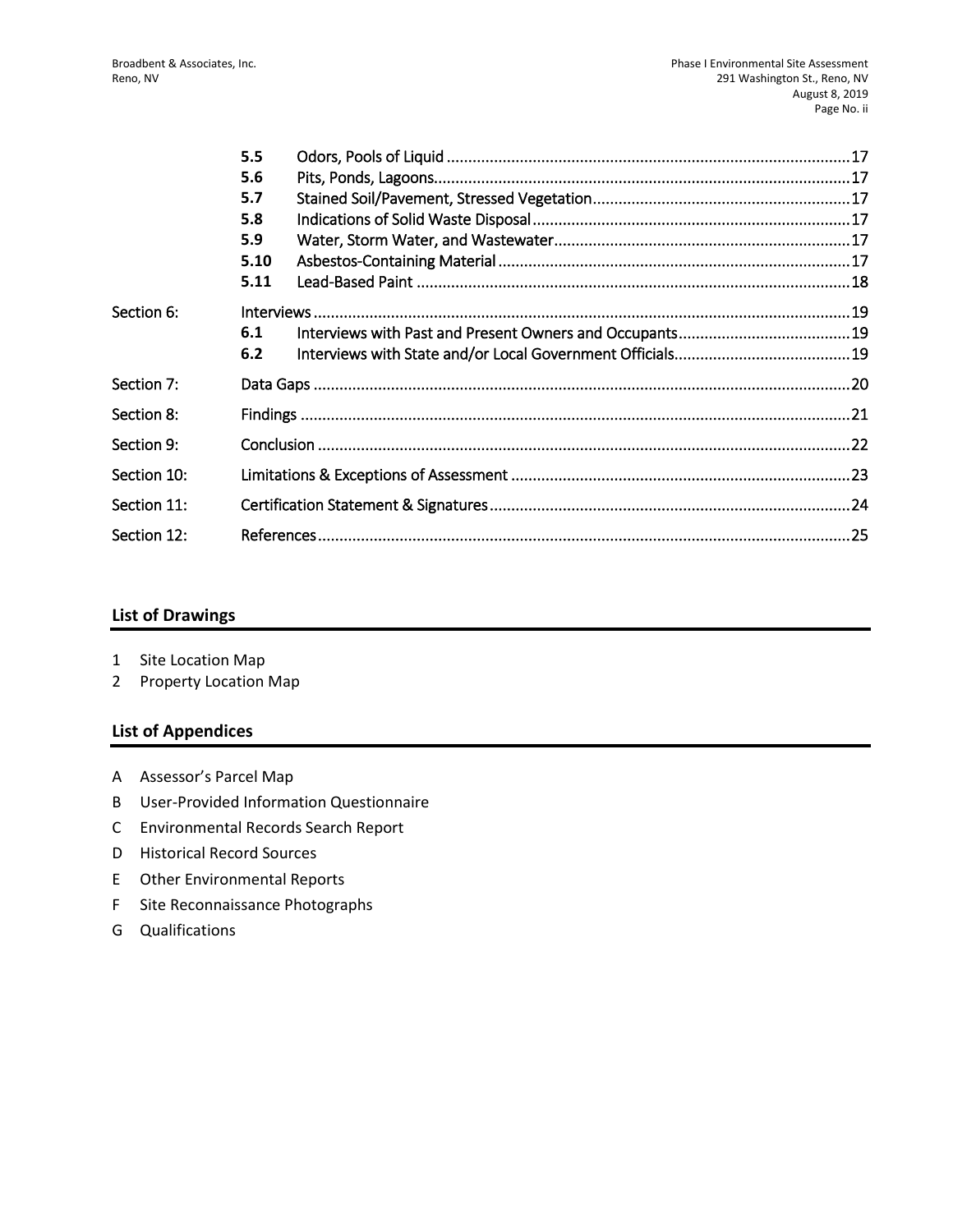| | | | |
|---|---|---|---|
| | **5.5** | Odors, Pools of Liquid | 17 |
| | **5.6** | Pits, Ponds, Lagoons | 17 |
| | **5.7** | Stained Soil/Pavement, Stressed Vegetation | 17 |
| | **5.8** | Indications of Solid Waste Disposal | 17 |
| | **5.9** | Water, Storm Water, and Wastewater | 17 |
| | **5.10** | Asbestos-Containing Material | 17 |
| | **5.11** | Lead-Based Paint | 18 |
| Section 6: | Interviews | | 19 |
| | **6.1** | Interviews with Past and Present Owners and Occupants | 19 |
| | **6.2** | Interviews with State and/or Local Government Officials | 19 |
| Section 7: | Data Gaps | | 20 |
| Section 8: | Findings | | 21 |
| Section 9: | Conclusion | | 22 |
| Section 10: | Limitations & Exceptions of Assessment | | 23 |
| Section 11: | Certification Statement & Signatures | | 24 |
| Section 12: | References | | 25 |

## List of Drawings

1 Site Location Map
2 Property Location Map

## List of Appendices

A Assessor's Parcel Map
B User-Provided Information Questionnaire
C Environmental Records Search Report
D Historical Record Sources
E Other Environmental Reports
F Site Reconnaissance Photographs
G Qualifications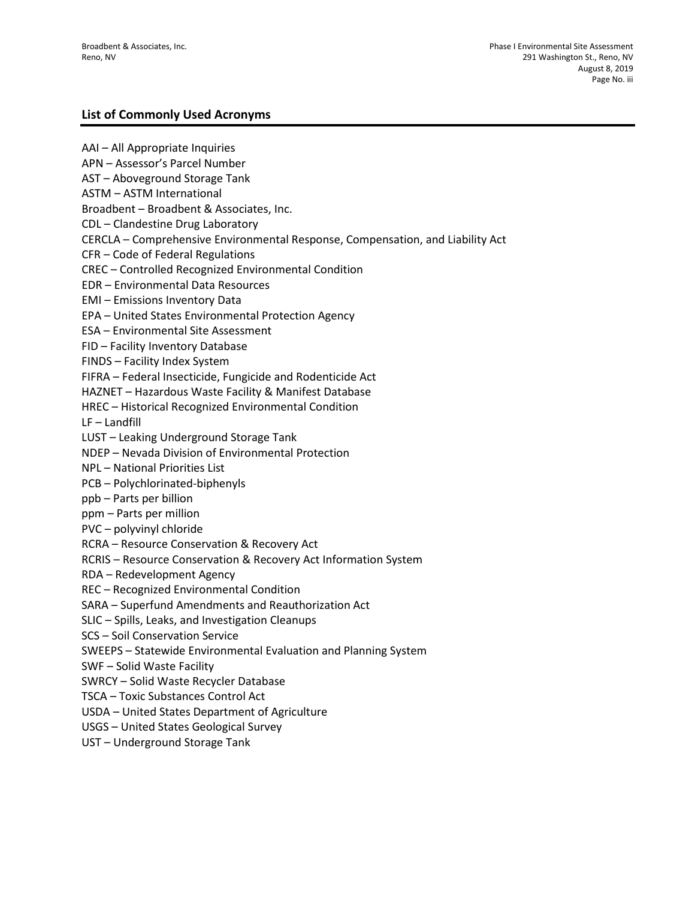## List of Commonly Used Acronyms

AAI – All Appropriate Inquiries
APN – Assessor's Parcel Number
AST – Aboveground Storage Tank
ASTM – ASTM International
Broadbent – Broadbent & Associates, Inc.
CDL – Clandestine Drug Laboratory
CERCLA – Comprehensive Environmental Response, Compensation, and Liability Act
CFR – Code of Federal Regulations
CREC – Controlled Recognized Environmental Condition
EDR – Environmental Data Resources
EMI – Emissions Inventory Data
EPA – United States Environmental Protection Agency
ESA – Environmental Site Assessment
FID – Facility Inventory Database
FINDS – Facility Index System
FIFRA – Federal Insecticide, Fungicide and Rodenticide Act
HAZNET – Hazardous Waste Facility & Manifest Database
HREC – Historical Recognized Environmental Condition
LF – Landfill
LUST – Leaking Underground Storage Tank
NDEP – Nevada Division of Environmental Protection
NPL – National Priorities List
PCB – Polychlorinated-biphenyls
ppb – Parts per billion
ppm – Parts per million
PVC – polyvinyl chloride
RCRA – Resource Conservation & Recovery Act
RCRIS – Resource Conservation & Recovery Act Information System
RDA – Redevelopment Agency
REC – Recognized Environmental Condition
SARA – Superfund Amendments and Reauthorization Act
SLIC – Spills, Leaks, and Investigation Cleanups
SCS – Soil Conservation Service
SWEEPS – Statewide Environmental Evaluation and Planning System
SWF – Solid Waste Facility
SWRCY – Solid Waste Recycler Database
TSCA – Toxic Substances Control Act
USDA – United States Department of Agriculture
USGS – United States Geological Survey
UST – Underground Storage Tank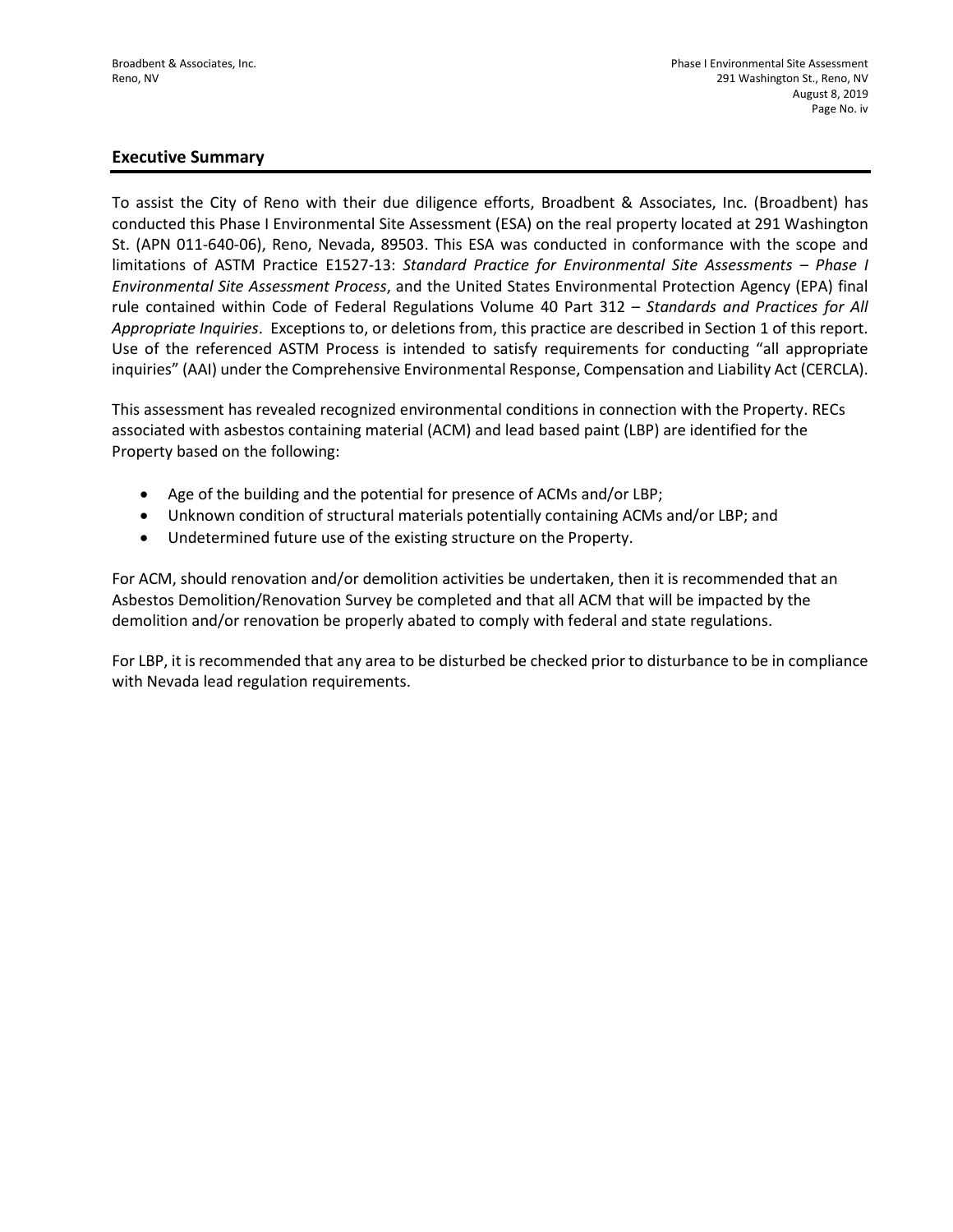## Executive Summary

To assist the City of Reno with their due diligence efforts, Broadbent & Associates, Inc. (Broadbent) has conducted this Phase I Environmental Site Assessment (ESA) on the real property located at 291 Washington St. (APN 011-640-06), Reno, Nevada, 89503. This ESA was conducted in conformance with the scope and limitations of ASTM Practice E1527-13: *Standard Practice for Environmental Site Assessments – Phase I Environmental Site Assessment Process*, and the United States Environmental Protection Agency (EPA) final rule contained within Code of Federal Regulations Volume 40 Part 312 – *Standards and Practices for All Appropriate Inquiries*. Exceptions to, or deletions from, this practice are described in Section 1 of this report. Use of the referenced ASTM Process is intended to satisfy requirements for conducting "all appropriate inquiries" (AAI) under the Comprehensive Environmental Response, Compensation and Liability Act (CERCLA).

This assessment has revealed recognized environmental conditions in connection with the Property. RECs associated with asbestos containing material (ACM) and lead based paint (LBP) are identified for the Property based on the following:

- Age of the building and the potential for presence of ACMs and/or LBP;
- Unknown condition of structural materials potentially containing ACMs and/or LBP; and
- Undetermined future use of the existing structure on the Property.

For ACM, should renovation and/or demolition activities be undertaken, then it is recommended that an Asbestos Demolition/Renovation Survey be completed and that all ACM that will be impacted by the demolition and/or renovation be properly abated to comply with federal and state regulations.

For LBP, it is recommended that any area to be disturbed be checked prior to disturbance to be in compliance with Nevada lead regulation requirements.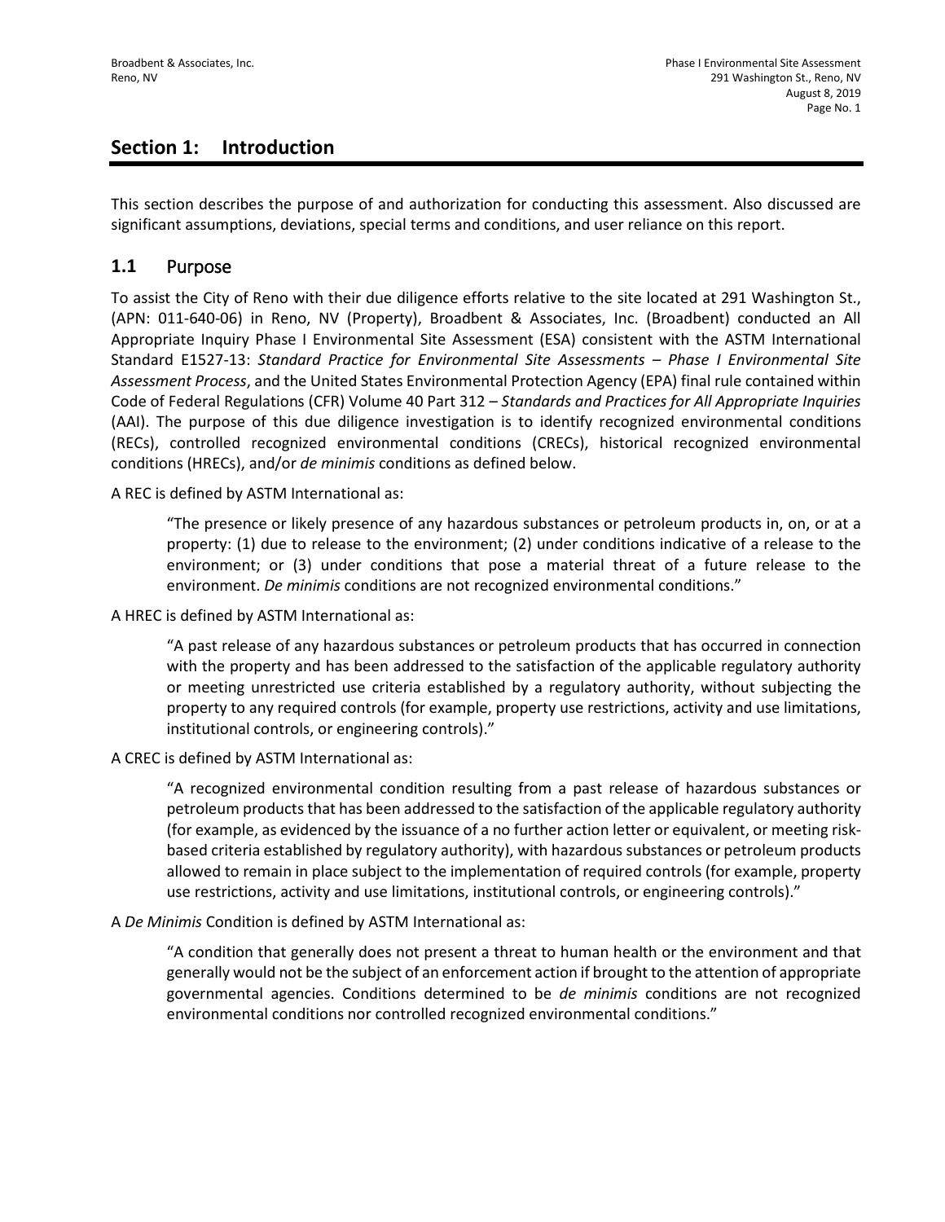## Section 1: Introduction

This section describes the purpose of and authorization for conducting this assessment. Also discussed are significant assumptions, deviations, special terms and conditions, and user reliance on this report.

### 1.1 Purpose

To assist the City of Reno with their due diligence efforts relative to the site located at 291 Washington St., (APN: 011-640-06) in Reno, NV (Property), Broadbent & Associates, Inc. (Broadbent) conducted an All Appropriate Inquiry Phase I Environmental Site Assessment (ESA) consistent with the ASTM International Standard E1527-13: *Standard Practice for Environmental Site Assessments – Phase I Environmental Site Assessment Process*, and the United States Environmental Protection Agency (EPA) final rule contained within Code of Federal Regulations (CFR) Volume 40 Part 312 – *Standards and Practices for All Appropriate Inquiries* (AAI). The purpose of this due diligence investigation is to identify recognized environmental conditions (RECs), controlled recognized environmental conditions (CRECs), historical recognized environmental conditions (HRECs), and/or *de minimis* conditions as defined below.

A REC is defined by ASTM International as:

> "The presence or likely presence of any hazardous substances or petroleum products in, on, or at a property: (1) due to release to the environment; (2) under conditions indicative of a release to the environment; or (3) under conditions that pose a material threat of a future release to the environment. *De minimis* conditions are not recognized environmental conditions."

A HREC is defined by ASTM International as:

> "A past release of any hazardous substances or petroleum products that has occurred in connection with the property and has been addressed to the satisfaction of the applicable regulatory authority or meeting unrestricted use criteria established by a regulatory authority, without subjecting the property to any required controls (for example, property use restrictions, activity and use limitations, institutional controls, or engineering controls)."

A CREC is defined by ASTM International as:

> "A recognized environmental condition resulting from a past release of hazardous substances or petroleum products that has been addressed to the satisfaction of the applicable regulatory authority (for example, as evidenced by the issuance of a no further action letter or equivalent, or meeting risk-based criteria established by regulatory authority), with hazardous substances or petroleum products allowed to remain in place subject to the implementation of required controls (for example, property use restrictions, activity and use limitations, institutional controls, or engineering controls)."

A *De Minimis* Condition is defined by ASTM International as:

> "A condition that generally does not present a threat to human health or the environment and that generally would not be the subject of an enforcement action if brought to the attention of appropriate governmental agencies. Conditions determined to be *de minimis* conditions are not recognized environmental conditions nor controlled recognized environmental conditions."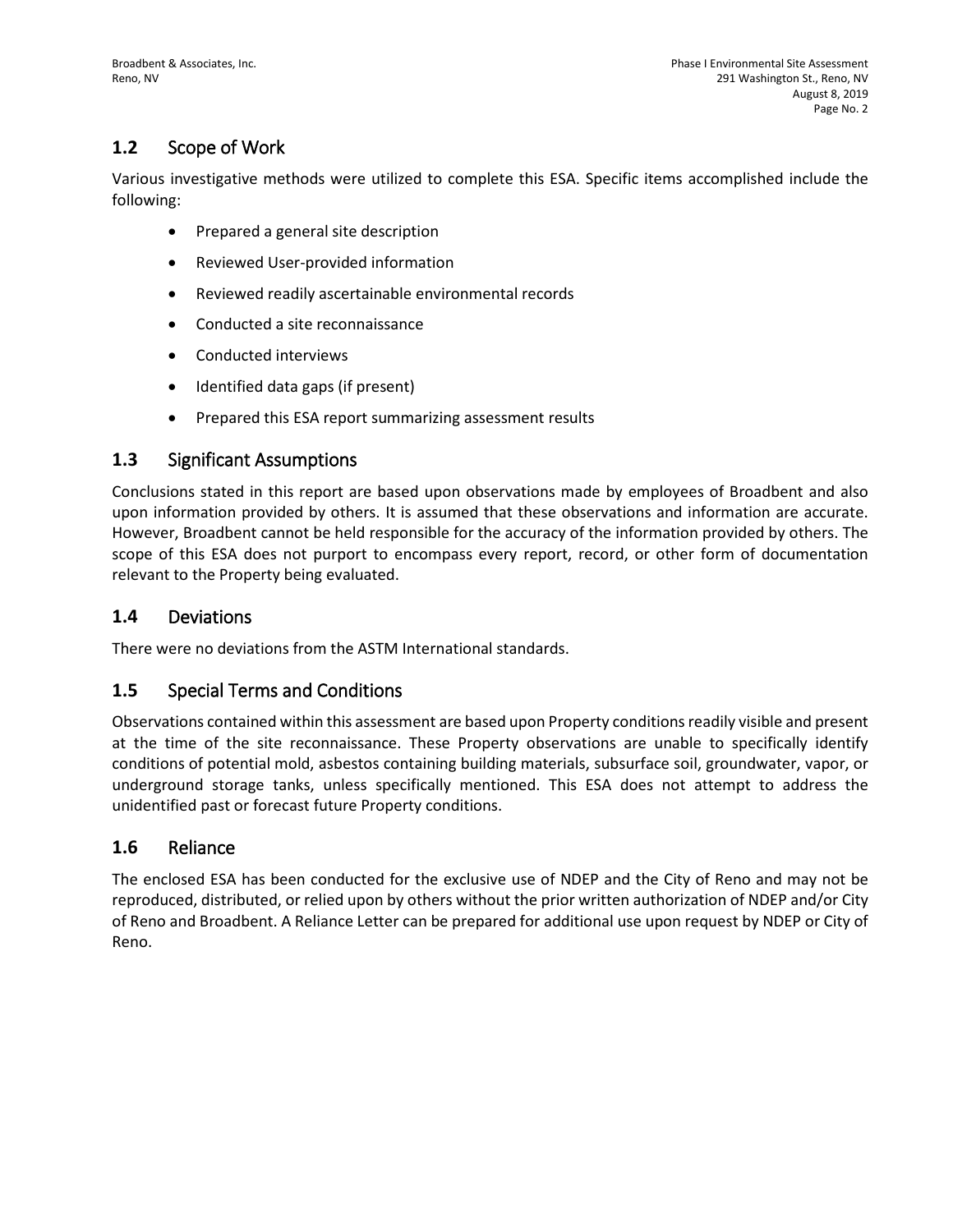## 1.2 Scope of Work

Various investigative methods were utilized to complete this ESA. Specific items accomplished include the following:

- Prepared a general site description
- Reviewed User-provided information
- Reviewed readily ascertainable environmental records
- Conducted a site reconnaissance
- Conducted interviews
- Identified data gaps (if present)
- Prepared this ESA report summarizing assessment results

## 1.3 Significant Assumptions

Conclusions stated in this report are based upon observations made by employees of Broadbent and also upon information provided by others. It is assumed that these observations and information are accurate. However, Broadbent cannot be held responsible for the accuracy of the information provided by others. The scope of this ESA does not purport to encompass every report, record, or other form of documentation relevant to the Property being evaluated.

## 1.4 Deviations

There were no deviations from the ASTM International standards.

## 1.5 Special Terms and Conditions

Observations contained within this assessment are based upon Property conditions readily visible and present at the time of the site reconnaissance. These Property observations are unable to specifically identify conditions of potential mold, asbestos containing building materials, subsurface soil, groundwater, vapor, or underground storage tanks, unless specifically mentioned. This ESA does not attempt to address the unidentified past or forecast future Property conditions.

## 1.6 Reliance

The enclosed ESA has been conducted for the exclusive use of NDEP and the City of Reno and may not be reproduced, distributed, or relied upon by others without the prior written authorization of NDEP and/or City of Reno and Broadbent. A Reliance Letter can be prepared for additional use upon request by NDEP or City of Reno.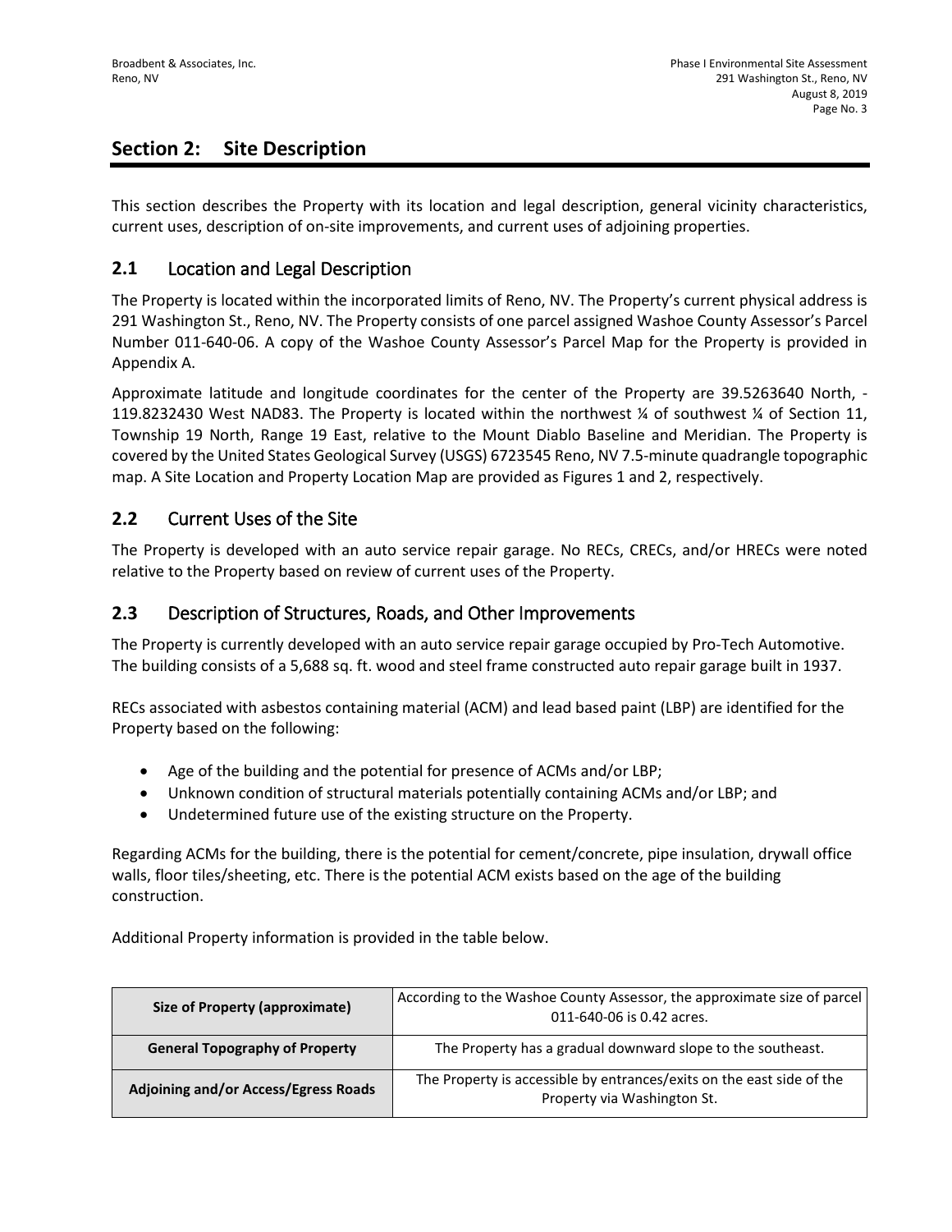## Section 2: Site Description

This section describes the Property with its location and legal description, general vicinity characteristics, current uses, description of on-site improvements, and current uses of adjoining properties.

### 2.1 Location and Legal Description

The Property is located within the incorporated limits of Reno, NV. The Property's current physical address is 291 Washington St., Reno, NV. The Property consists of one parcel assigned Washoe County Assessor's Parcel Number 011-640-06. A copy of the Washoe County Assessor's Parcel Map for the Property is provided in Appendix A.

Approximate latitude and longitude coordinates for the center of the Property are 39.5263640 North, -119.8232430 West NAD83. The Property is located within the northwest ¼ of southwest ¼ of Section 11, Township 19 North, Range 19 East, relative to the Mount Diablo Baseline and Meridian. The Property is covered by the United States Geological Survey (USGS) 6723545 Reno, NV 7.5-minute quadrangle topographic map. A Site Location and Property Location Map are provided as Figures 1 and 2, respectively.

### 2.2 Current Uses of the Site

The Property is developed with an auto service repair garage. No RECs, CRECs, and/or HRECs were noted relative to the Property based on review of current uses of the Property.

### 2.3 Description of Structures, Roads, and Other Improvements

The Property is currently developed with an auto service repair garage occupied by Pro-Tech Automotive. The building consists of a 5,688 sq. ft. wood and steel frame constructed auto repair garage built in 1937.

RECs associated with asbestos containing material (ACM) and lead based paint (LBP) are identified for the Property based on the following:

- Age of the building and the potential for presence of ACMs and/or LBP;
- Unknown condition of structural materials potentially containing ACMs and/or LBP; and
- Undetermined future use of the existing structure on the Property.

Regarding ACMs for the building, there is the potential for cement/concrete, pipe insulation, drywall office walls, floor tiles/sheeting, etc. There is the potential ACM exists based on the age of the building construction.

Additional Property information is provided in the table below.

| | |
|---|---|
| **Size of Property (approximate)** | According to the Washoe County Assessor, the approximate size of parcel 011-640-06 is 0.42 acres. |
| **General Topography of Property** | The Property has a gradual downward slope to the southeast. |
| **Adjoining and/or Access/Egress Roads** | The Property is accessible by entrances/exits on the east side of the Property via Washington St. |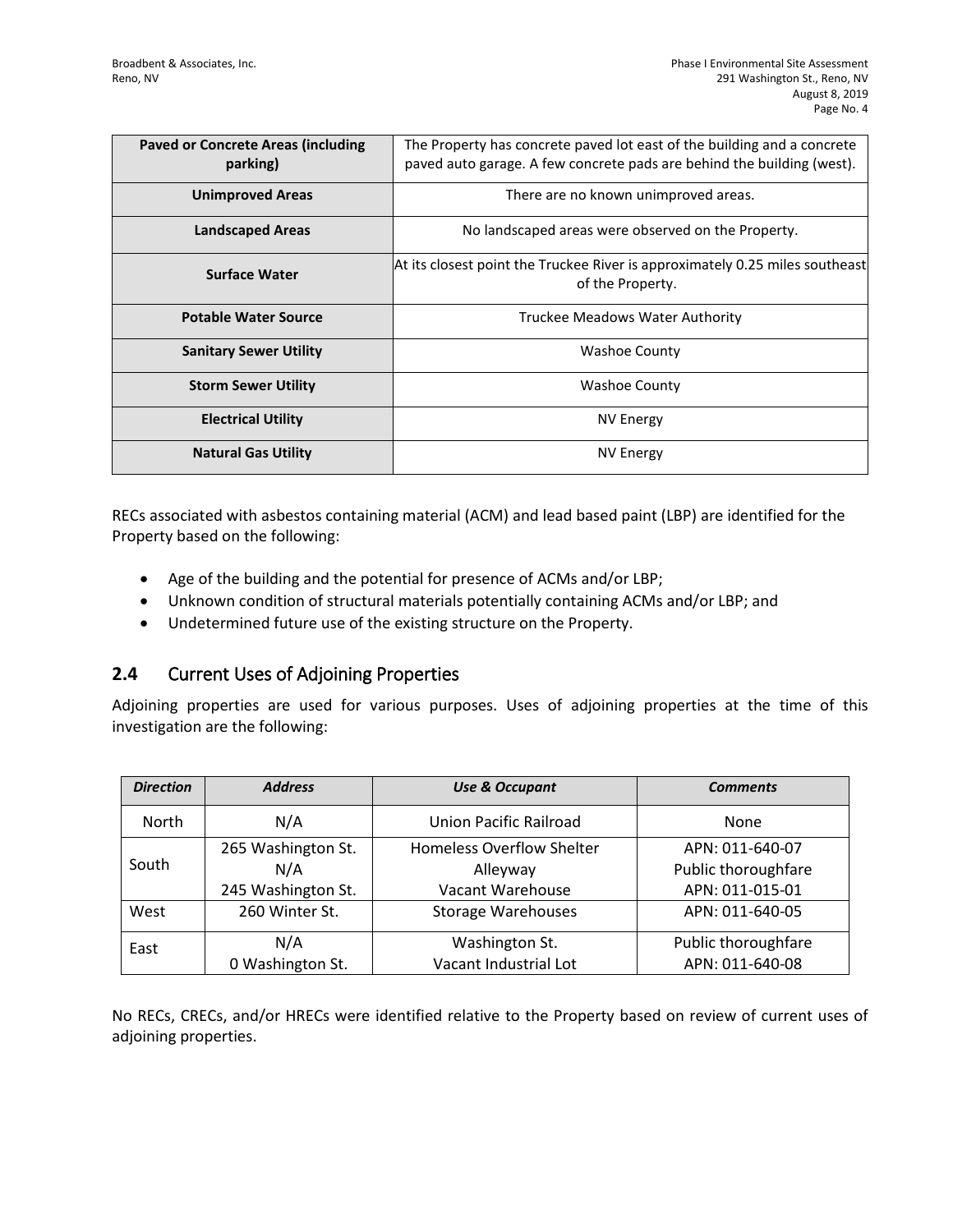| Paved or Concrete Areas (including parking) | The Property has concrete paved lot east of the building and a concrete paved auto garage. A few concrete pads are behind the building (west). |
|---|---|
| Unimproved Areas | There are no known unimproved areas. |
| Landscaped Areas | No landscaped areas were observed on the Property. |
| Surface Water | At its closest point the Truckee River is approximately 0.25 miles southeast of the Property. |
| Potable Water Source | Truckee Meadows Water Authority |
| Sanitary Sewer Utility | Washoe County |
| Storm Sewer Utility | Washoe County |
| Electrical Utility | NV Energy |
| Natural Gas Utility | NV Energy |

RECs associated with asbestos containing material (ACM) and lead based paint (LBP) are identified for the Property based on the following:

- Age of the building and the potential for presence of ACMs and/or LBP;
- Unknown condition of structural materials potentially containing ACMs and/or LBP; and
- Undetermined future use of the existing structure on the Property.

## 2.4 Current Uses of Adjoining Properties

Adjoining properties are used for various purposes. Uses of adjoining properties at the time of this investigation are the following:

| *Direction* | *Address* | *Use & Occupant* | *Comments* |
|---|---|---|---|
| North | N/A | Union Pacific Railroad | None |
| South | 265 Washington St.<br>N/A<br>245 Washington St. | Homeless Overflow Shelter<br>Alleyway<br>Vacant Warehouse | APN: 011-640-07<br>Public thoroughfare<br>APN: 011-015-01 |
| West | 260 Winter St. | Storage Warehouses | APN: 011-640-05 |
| East | N/A<br>0 Washington St. | Washington St.<br>Vacant Industrial Lot | Public thoroughfare<br>APN: 011-640-08 |

No RECs, CRECs, and/or HRECs were identified relative to the Property based on review of current uses of adjoining properties.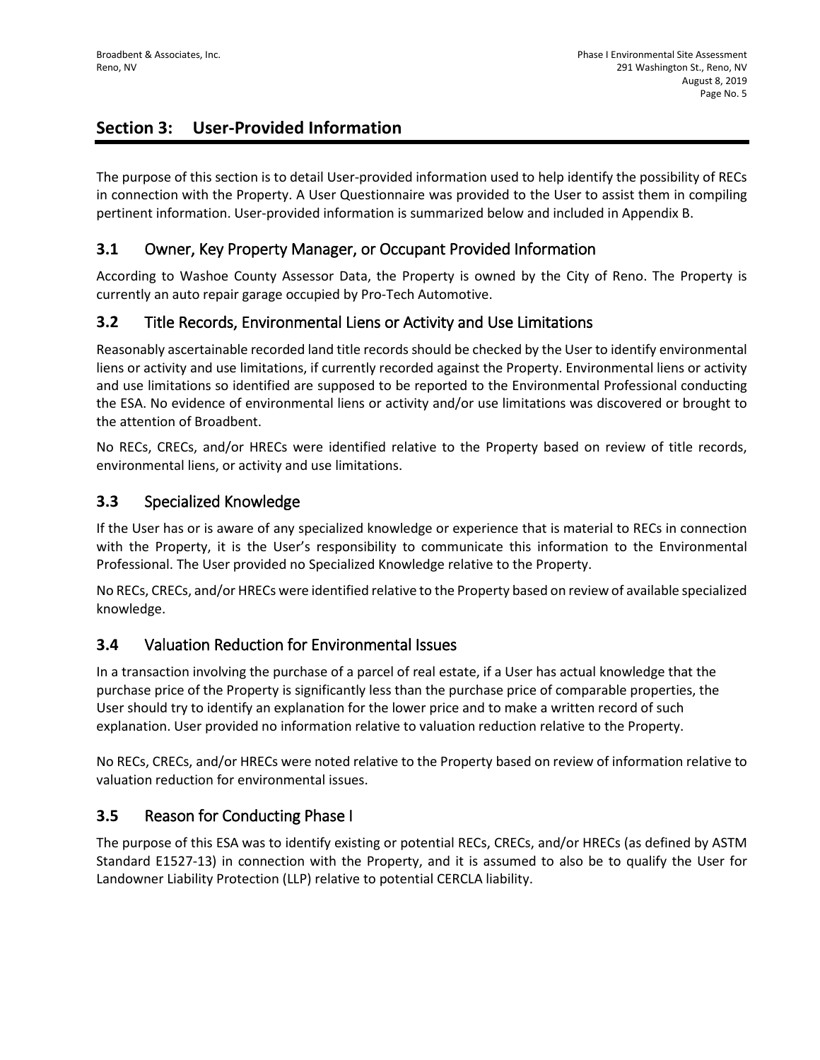## Section 3: User-Provided Information

The purpose of this section is to detail User-provided information used to help identify the possibility of RECs in connection with the Property. A User Questionnaire was provided to the User to assist them in compiling pertinent information. User-provided information is summarized below and included in Appendix B.

### 3.1 Owner, Key Property Manager, or Occupant Provided Information

According to Washoe County Assessor Data, the Property is owned by the City of Reno. The Property is currently an auto repair garage occupied by Pro-Tech Automotive.

### 3.2 Title Records, Environmental Liens or Activity and Use Limitations

Reasonably ascertainable recorded land title records should be checked by the User to identify environmental liens or activity and use limitations, if currently recorded against the Property. Environmental liens or activity and use limitations so identified are supposed to be reported to the Environmental Professional conducting the ESA. No evidence of environmental liens or activity and/or use limitations was discovered or brought to the attention of Broadbent.

No RECs, CRECs, and/or HRECs were identified relative to the Property based on review of title records, environmental liens, or activity and use limitations.

### 3.3 Specialized Knowledge

If the User has or is aware of any specialized knowledge or experience that is material to RECs in connection with the Property, it is the User's responsibility to communicate this information to the Environmental Professional. The User provided no Specialized Knowledge relative to the Property.

No RECs, CRECs, and/or HRECs were identified relative to the Property based on review of available specialized knowledge.

### 3.4 Valuation Reduction for Environmental Issues

In a transaction involving the purchase of a parcel of real estate, if a User has actual knowledge that the purchase price of the Property is significantly less than the purchase price of comparable properties, the User should try to identify an explanation for the lower price and to make a written record of such explanation. User provided no information relative to valuation reduction relative to the Property.

No RECs, CRECs, and/or HRECs were noted relative to the Property based on review of information relative to valuation reduction for environmental issues.

### 3.5 Reason for Conducting Phase I

The purpose of this ESA was to identify existing or potential RECs, CRECs, and/or HRECs (as defined by ASTM Standard E1527-13) in connection with the Property, and it is assumed to also be to qualify the User for Landowner Liability Protection (LLP) relative to potential CERCLA liability.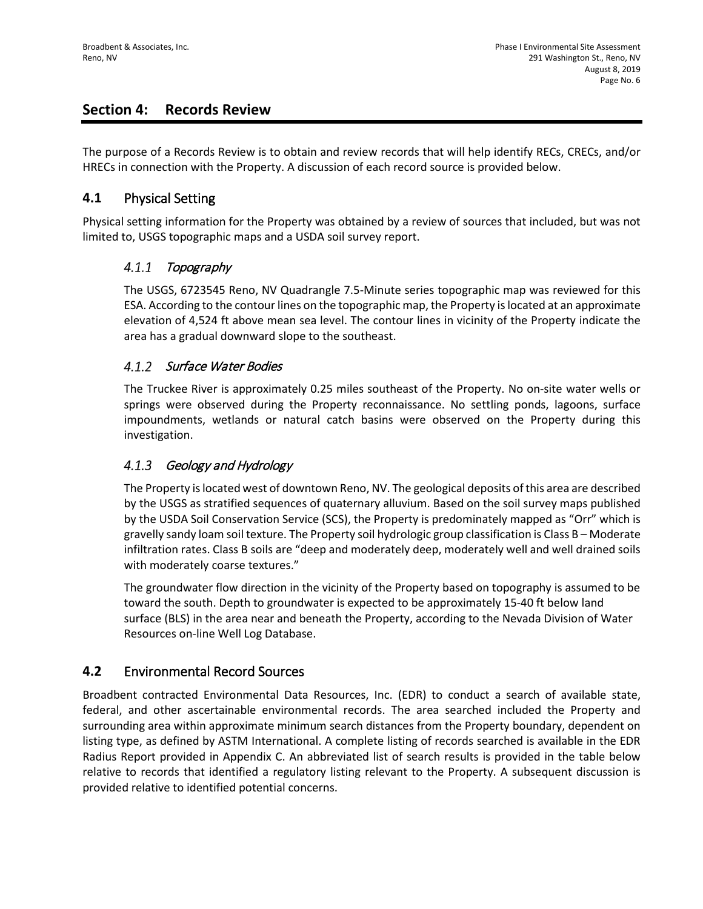## Section 4: Records Review

The purpose of a Records Review is to obtain and review records that will help identify RECs, CRECs, and/or HRECs in connection with the Property. A discussion of each record source is provided below.

### 4.1 Physical Setting

Physical setting information for the Property was obtained by a review of sources that included, but was not limited to, USGS topographic maps and a USDA soil survey report.

#### *4.1.1 Topography*

The USGS, 6723545 Reno, NV Quadrangle 7.5-Minute series topographic map was reviewed for this ESA. According to the contour lines on the topographic map, the Property is located at an approximate elevation of 4,524 ft above mean sea level. The contour lines in vicinity of the Property indicate the area has a gradual downward slope to the southeast.

#### *4.1.2 Surface Water Bodies*

The Truckee River is approximately 0.25 miles southeast of the Property. No on-site water wells or springs were observed during the Property reconnaissance. No settling ponds, lagoons, surface impoundments, wetlands or natural catch basins were observed on the Property during this investigation.

#### *4.1.3 Geology and Hydrology*

The Property is located west of downtown Reno, NV. The geological deposits of this area are described by the USGS as stratified sequences of quaternary alluvium. Based on the soil survey maps published by the USDA Soil Conservation Service (SCS), the Property is predominately mapped as "Orr" which is gravelly sandy loam soil texture. The Property soil hydrologic group classification is Class B – Moderate infiltration rates. Class B soils are "deep and moderately deep, moderately well and well drained soils with moderately coarse textures."

The groundwater flow direction in the vicinity of the Property based on topography is assumed to be toward the south. Depth to groundwater is expected to be approximately 15-40 ft below land surface (BLS) in the area near and beneath the Property, according to the Nevada Division of Water Resources on-line Well Log Database.

### 4.2 Environmental Record Sources

Broadbent contracted Environmental Data Resources, Inc. (EDR) to conduct a search of available state, federal, and other ascertainable environmental records. The area searched included the Property and surrounding area within approximate minimum search distances from the Property boundary, dependent on listing type, as defined by ASTM International. A complete listing of records searched is available in the EDR Radius Report provided in Appendix C. An abbreviated list of search results is provided in the table below relative to records that identified a regulatory listing relevant to the Property. A subsequent discussion is provided relative to identified potential concerns.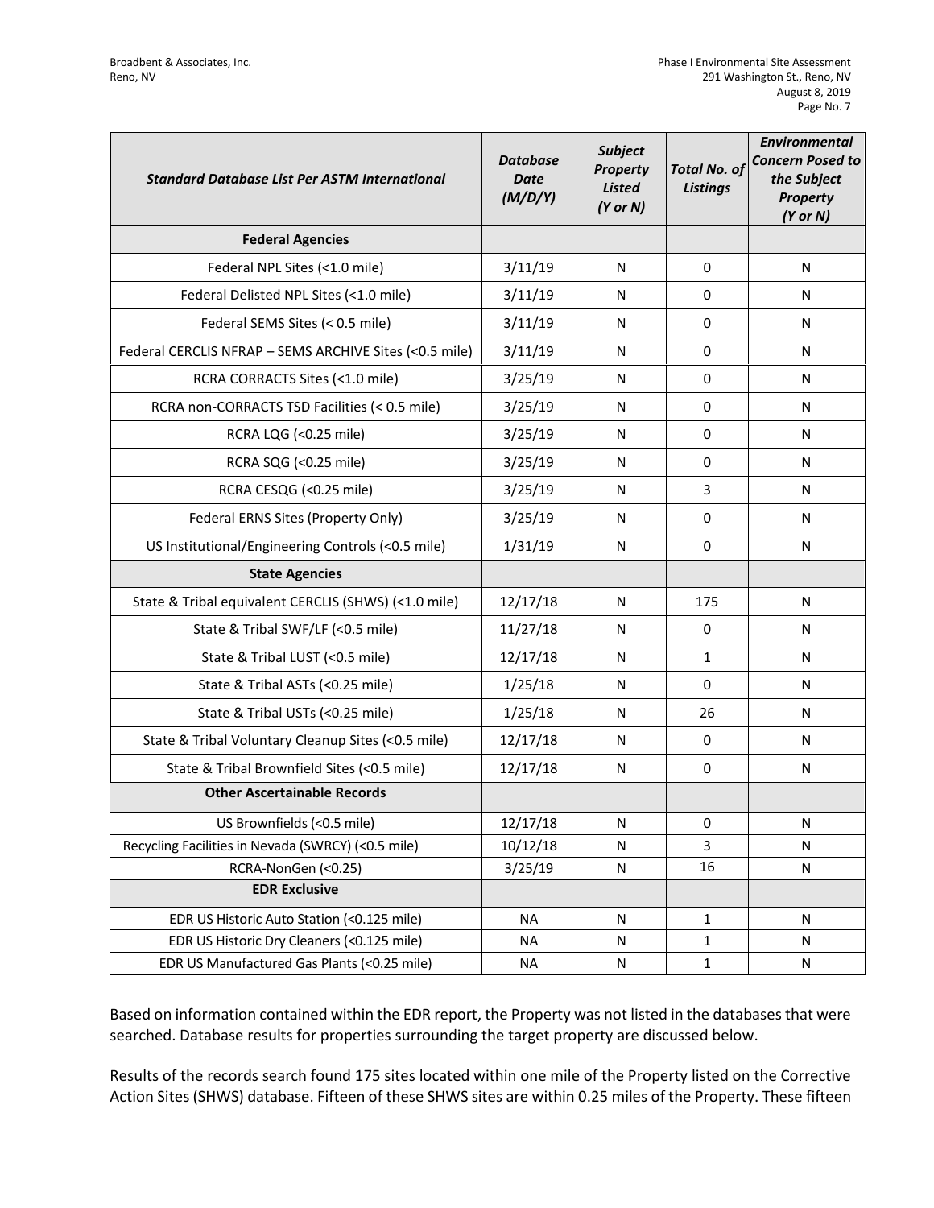| *Standard Database List Per ASTM International* | *Database Date (M/D/Y)* | *Subject Property Listed (Y or N)* | *Total No. of Listings* | *Environmental Concern Posed to the Subject Property (Y or N)* |
|---|---|---|---|---|
| **Federal Agencies** | | | | |
| Federal NPL Sites (<1.0 mile) | 3/11/19 | N | 0 | N |
| Federal Delisted NPL Sites (<1.0 mile) | 3/11/19 | N | 0 | N |
| Federal SEMS Sites (< 0.5 mile) | 3/11/19 | N | 0 | N |
| Federal CERCLIS NFRAP – SEMS ARCHIVE Sites (<0.5 mile) | 3/11/19 | N | 0 | N |
| RCRA CORRACTS Sites (<1.0 mile) | 3/25/19 | N | 0 | N |
| RCRA non-CORRACTS TSD Facilities (< 0.5 mile) | 3/25/19 | N | 0 | N |
| RCRA LQG (<0.25 mile) | 3/25/19 | N | 0 | N |
| RCRA SQG (<0.25 mile) | 3/25/19 | N | 0 | N |
| RCRA CESQG (<0.25 mile) | 3/25/19 | N | 3 | N |
| Federal ERNS Sites (Property Only) | 3/25/19 | N | 0 | N |
| US Institutional/Engineering Controls (<0.5 mile) | 1/31/19 | N | 0 | N |
| **State Agencies** | | | | |
| State & Tribal equivalent CERCLIS (SHWS) (<1.0 mile) | 12/17/18 | N | 175 | N |
| State & Tribal SWF/LF (<0.5 mile) | 11/27/18 | N | 0 | N |
| State & Tribal LUST (<0.5 mile) | 12/17/18 | N | 1 | N |
| State & Tribal ASTs (<0.25 mile) | 1/25/18 | N | 0 | N |
| State & Tribal USTs (<0.25 mile) | 1/25/18 | N | 26 | N |
| State & Tribal Voluntary Cleanup Sites (<0.5 mile) | 12/17/18 | N | 0 | N |
| State & Tribal Brownfield Sites (<0.5 mile) | 12/17/18 | N | 0 | N |
| **Other Ascertainable Records** | | | | |
| US Brownfields (<0.5 mile) | 12/17/18 | N | 0 | N |
| Recycling Facilities in Nevada (SWRCY) (<0.5 mile) | 10/12/18 | N | 3 | N |
| RCRA-NonGen (<0.25) | 3/25/19 | N | 16 | N |
| **EDR Exclusive** | | | | |
| EDR US Historic Auto Station (<0.125 mile) | NA | N | 1 | N |
| EDR US Historic Dry Cleaners (<0.125 mile) | NA | N | 1 | N |
| EDR US Manufactured Gas Plants (<0.25 mile) | NA | N | 1 | N |

Based on information contained within the EDR report, the Property was not listed in the databases that were searched. Database results for properties surrounding the target property are discussed below.

Results of the records search found 175 sites located within one mile of the Property listed on the Corrective Action Sites (SHWS) database. Fifteen of these SHWS sites are within 0.25 miles of the Property. These fifteen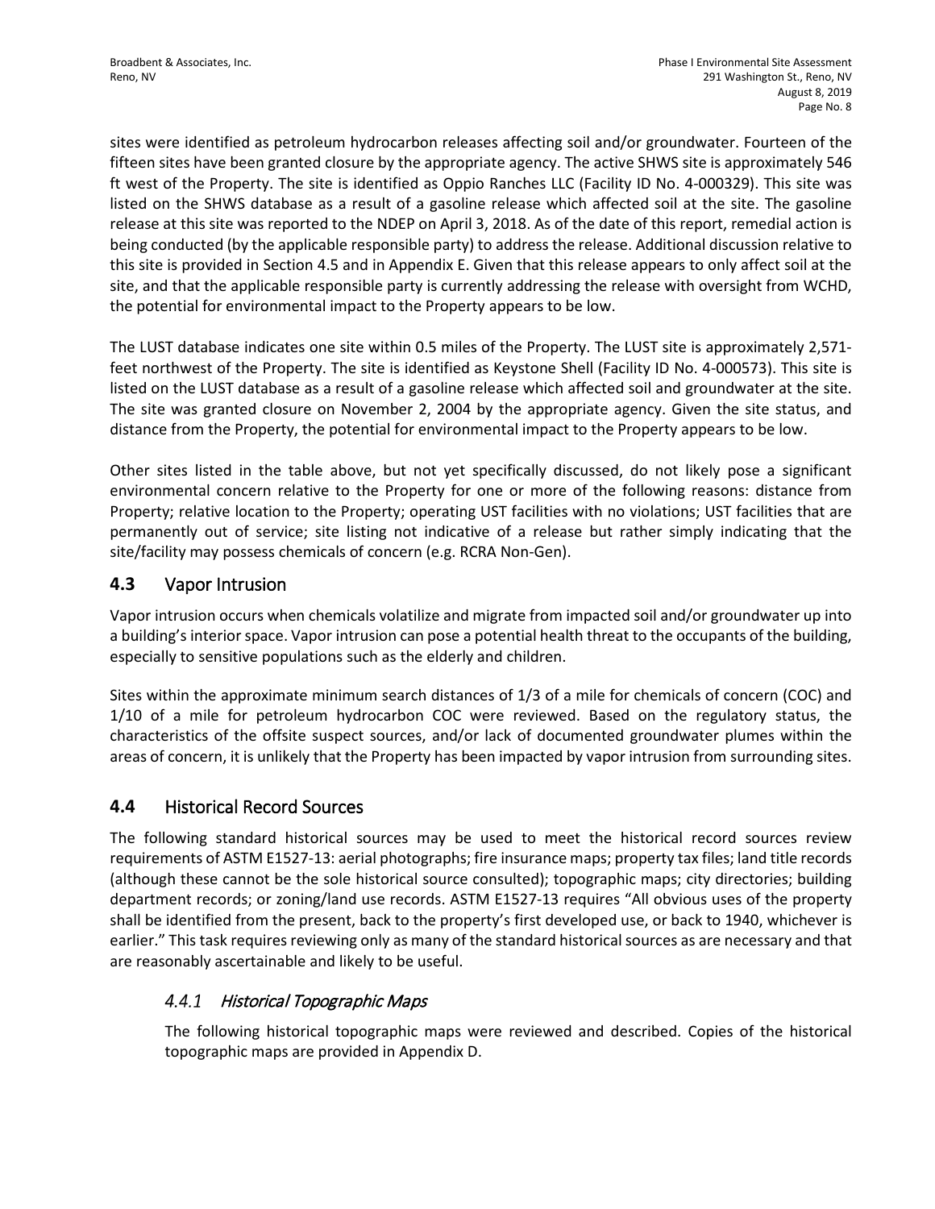sites were identified as petroleum hydrocarbon releases affecting soil and/or groundwater. Fourteen of the fifteen sites have been granted closure by the appropriate agency. The active SHWS site is approximately 546 ft west of the Property. The site is identified as Oppio Ranches LLC (Facility ID No. 4-000329). This site was listed on the SHWS database as a result of a gasoline release which affected soil at the site. The gasoline release at this site was reported to the NDEP on April 3, 2018. As of the date of this report, remedial action is being conducted (by the applicable responsible party) to address the release. Additional discussion relative to this site is provided in Section 4.5 and in Appendix E. Given that this release appears to only affect soil at the site, and that the applicable responsible party is currently addressing the release with oversight from WCHD, the potential for environmental impact to the Property appears to be low.

The LUST database indicates one site within 0.5 miles of the Property. The LUST site is approximately 2,571-feet northwest of the Property. The site is identified as Keystone Shell (Facility ID No. 4-000573). This site is listed on the LUST database as a result of a gasoline release which affected soil and groundwater at the site. The site was granted closure on November 2, 2004 by the appropriate agency. Given the site status, and distance from the Property, the potential for environmental impact to the Property appears to be low.

Other sites listed in the table above, but not yet specifically discussed, do not likely pose a significant environmental concern relative to the Property for one or more of the following reasons: distance from Property; relative location to the Property; operating UST facilities with no violations; UST facilities that are permanently out of service; site listing not indicative of a release but rather simply indicating that the site/facility may possess chemicals of concern (e.g. RCRA Non-Gen).

## 4.3 Vapor Intrusion

Vapor intrusion occurs when chemicals volatilize and migrate from impacted soil and/or groundwater up into a building's interior space. Vapor intrusion can pose a potential health threat to the occupants of the building, especially to sensitive populations such as the elderly and children.

Sites within the approximate minimum search distances of 1/3 of a mile for chemicals of concern (COC) and 1/10 of a mile for petroleum hydrocarbon COC were reviewed. Based on the regulatory status, the characteristics of the offsite suspect sources, and/or lack of documented groundwater plumes within the areas of concern, it is unlikely that the Property has been impacted by vapor intrusion from surrounding sites.

## 4.4 Historical Record Sources

The following standard historical sources may be used to meet the historical record sources review requirements of ASTM E1527-13: aerial photographs; fire insurance maps; property tax files; land title records (although these cannot be the sole historical source consulted); topographic maps; city directories; building department records; or zoning/land use records. ASTM E1527-13 requires "All obvious uses of the property shall be identified from the present, back to the property's first developed use, or back to 1940, whichever is earlier." This task requires reviewing only as many of the standard historical sources as are necessary and that are reasonably ascertainable and likely to be useful.

### *4.4.1 Historical Topographic Maps*

The following historical topographic maps were reviewed and described. Copies of the historical topographic maps are provided in Appendix D.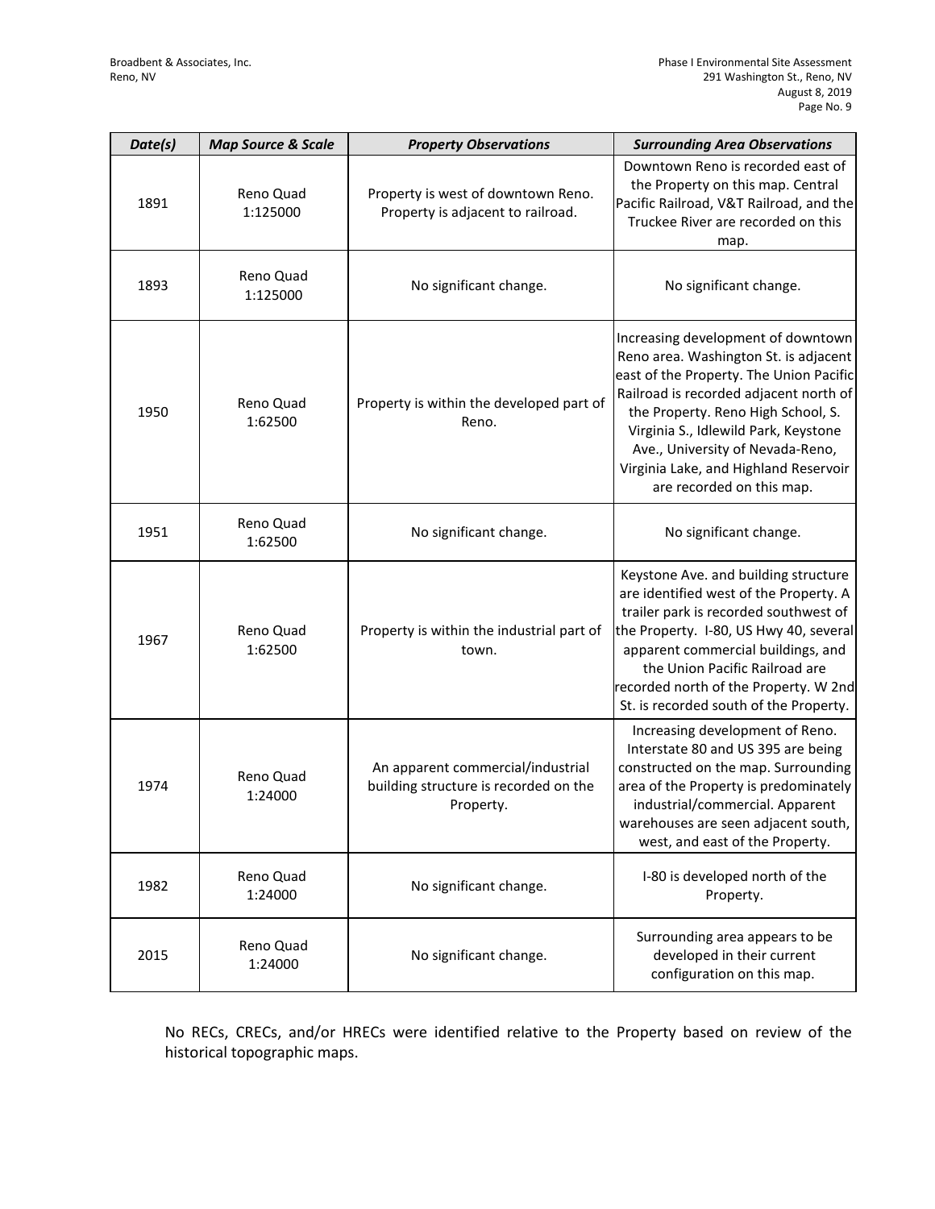| *Date(s)* | *Map Source & Scale* | *Property Observations* | *Surrounding Area Observations* |
|---|---|---|---|
| 1891 | Reno Quad 1:125000 | Property is west of downtown Reno. Property is adjacent to railroad. | Downtown Reno is recorded east of the Property on this map. Central Pacific Railroad, V&T Railroad, and the Truckee River are recorded on this map. |
| 1893 | Reno Quad 1:125000 | No significant change. | No significant change. |
| 1950 | Reno Quad 1:62500 | Property is within the developed part of Reno. | Increasing development of downtown Reno area. Washington St. is adjacent east of the Property. The Union Pacific Railroad is recorded adjacent north of the Property. Reno High School, S. Virginia S., Idlewild Park, Keystone Ave., University of Nevada-Reno, Virginia Lake, and Highland Reservoir are recorded on this map. |
| 1951 | Reno Quad 1:62500 | No significant change. | No significant change. |
| 1967 | Reno Quad 1:62500 | Property is within the industrial part of town. | Keystone Ave. and building structure are identified west of the Property. A trailer park is recorded southwest of the Property. I-80, US Hwy 40, several apparent commercial buildings, and the Union Pacific Railroad are recorded north of the Property. W 2nd St. is recorded south of the Property. |
| 1974 | Reno Quad 1:24000 | An apparent commercial/industrial building structure is recorded on the Property. | Increasing development of Reno. Interstate 80 and US 395 are being constructed on the map. Surrounding area of the Property is predominately industrial/commercial. Apparent warehouses are seen adjacent south, west, and east of the Property. |
| 1982 | Reno Quad 1:24000 | No significant change. | I-80 is developed north of the Property. |
| 2015 | Reno Quad 1:24000 | No significant change. | Surrounding area appears to be developed in their current configuration on this map. |

No RECs, CRECs, and/or HRECs were identified relative to the Property based on review of the historical topographic maps.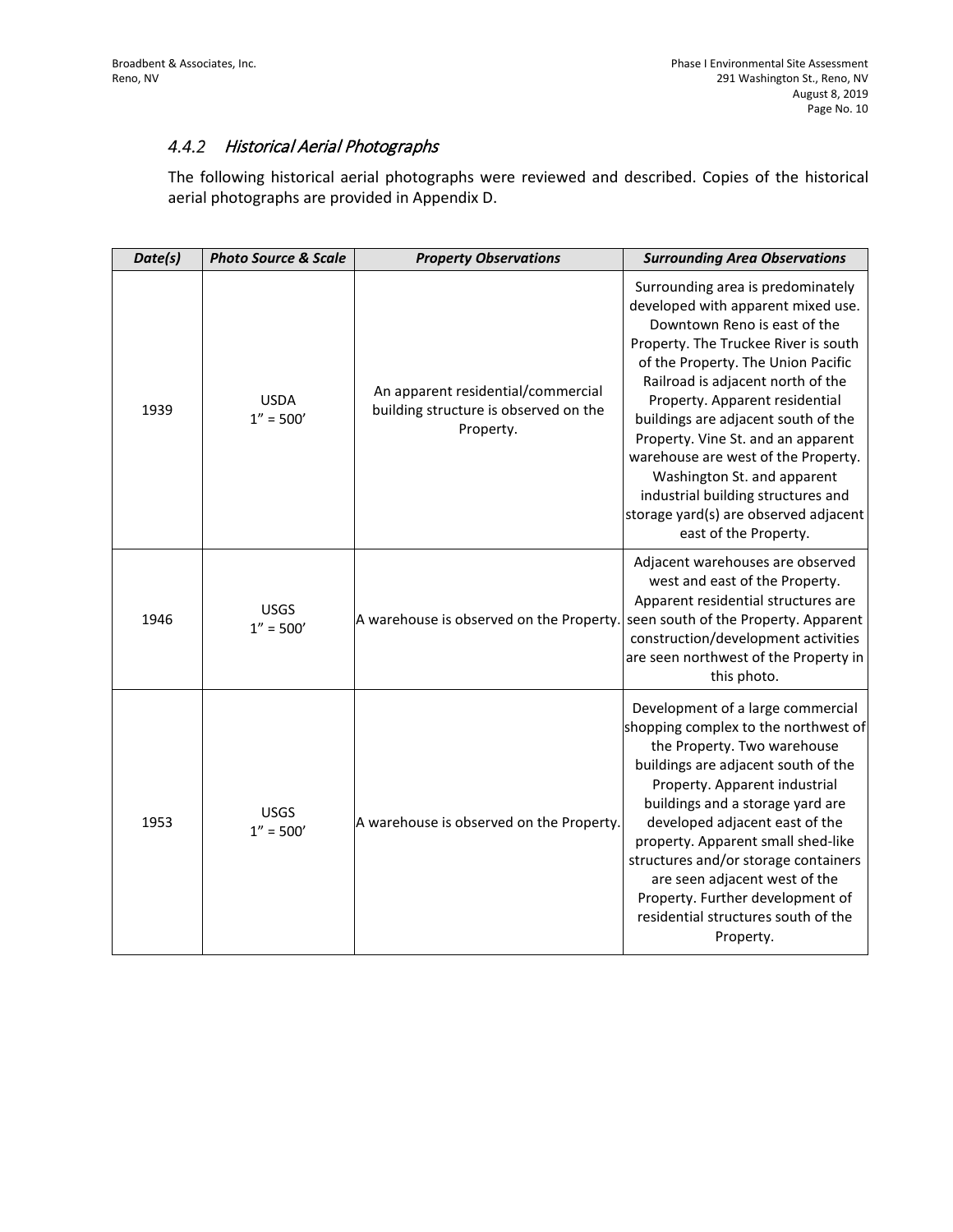### *4.4.2 Historical Aerial Photographs*

The following historical aerial photographs were reviewed and described. Copies of the historical aerial photographs are provided in Appendix D.

| *Date(s)* | *Photo Source & Scale* | *Property Observations* | *Surrounding Area Observations* |
|---|---|---|---|
| 1939 | USDA 1" = 500' | An apparent residential/commercial building structure is observed on the Property. | Surrounding area is predominately developed with apparent mixed use. Downtown Reno is east of the Property. The Truckee River is south of the Property. The Union Pacific Railroad is adjacent north of the Property. Apparent residential buildings are adjacent south of the Property. Vine St. and an apparent warehouse are west of the Property. Washington St. and apparent industrial building structures and storage yard(s) are observed adjacent east of the Property. |
| 1946 | USGS 1" = 500' | A warehouse is observed on the Property. | Adjacent warehouses are observed west and east of the Property. Apparent residential structures are seen south of the Property. Apparent construction/development activities are seen northwest of the Property in this photo. |
| 1953 | USGS 1" = 500' | A warehouse is observed on the Property. | Development of a large commercial shopping complex to the northwest of the Property. Two warehouse buildings are adjacent south of the Property. Apparent industrial buildings and a storage yard are developed adjacent east of the property. Apparent small shed-like structures and/or storage containers are seen adjacent west of the Property. Further development of residential structures south of the Property. |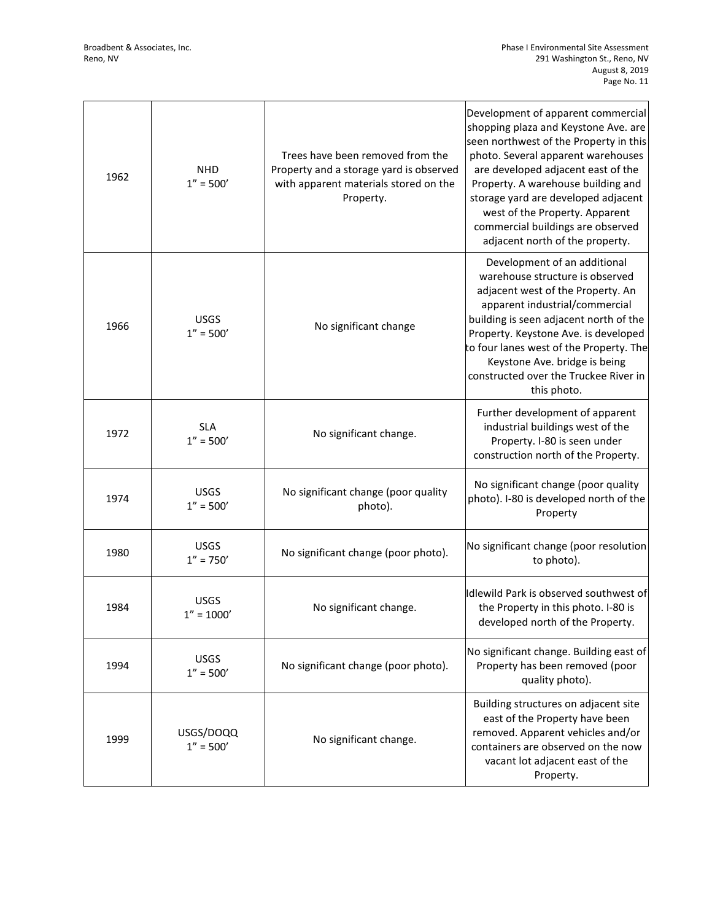| 1962 | NHD 1″ = 500′ | Trees have been removed from the Property and a storage yard is observed with apparent materials stored on the Property. | Development of apparent commercial shopping plaza and Keystone Ave. are seen northwest of the Property in this photo. Several apparent warehouses are developed adjacent east of the Property. A warehouse building and storage yard are developed adjacent west of the Property. Apparent commercial buildings are observed adjacent north of the property. |
|---|---|---|---|
| 1966 | USGS 1″ = 500′ | No significant change | Development of an additional warehouse structure is observed adjacent west of the Property. An apparent industrial/commercial building is seen adjacent north of the Property. Keystone Ave. is developed to four lanes west of the Property. The Keystone Ave. bridge is being constructed over the Truckee River in this photo. |
| 1972 | SLA 1″ = 500′ | No significant change. | Further development of apparent industrial buildings west of the Property. I-80 is seen under construction north of the Property. |
| 1974 | USGS 1″ = 500′ | No significant change (poor quality photo). | No significant change (poor quality photo). I-80 is developed north of the Property |
| 1980 | USGS 1″ = 750′ | No significant change (poor photo). | No significant change (poor resolution to photo). |
| 1984 | USGS 1″ = 1000′ | No significant change. | Idlewild Park is observed southwest of the Property in this photo. I-80 is developed north of the Property. |
| 1994 | USGS 1″ = 500′ | No significant change (poor photo). | No significant change. Building east of Property has been removed (poor quality photo). |
| 1999 | USGS/DOQQ 1″ = 500′ | No significant change. | Building structures on adjacent site east of the Property have been removed. Apparent vehicles and/or containers are observed on the now vacant lot adjacent east of the Property. |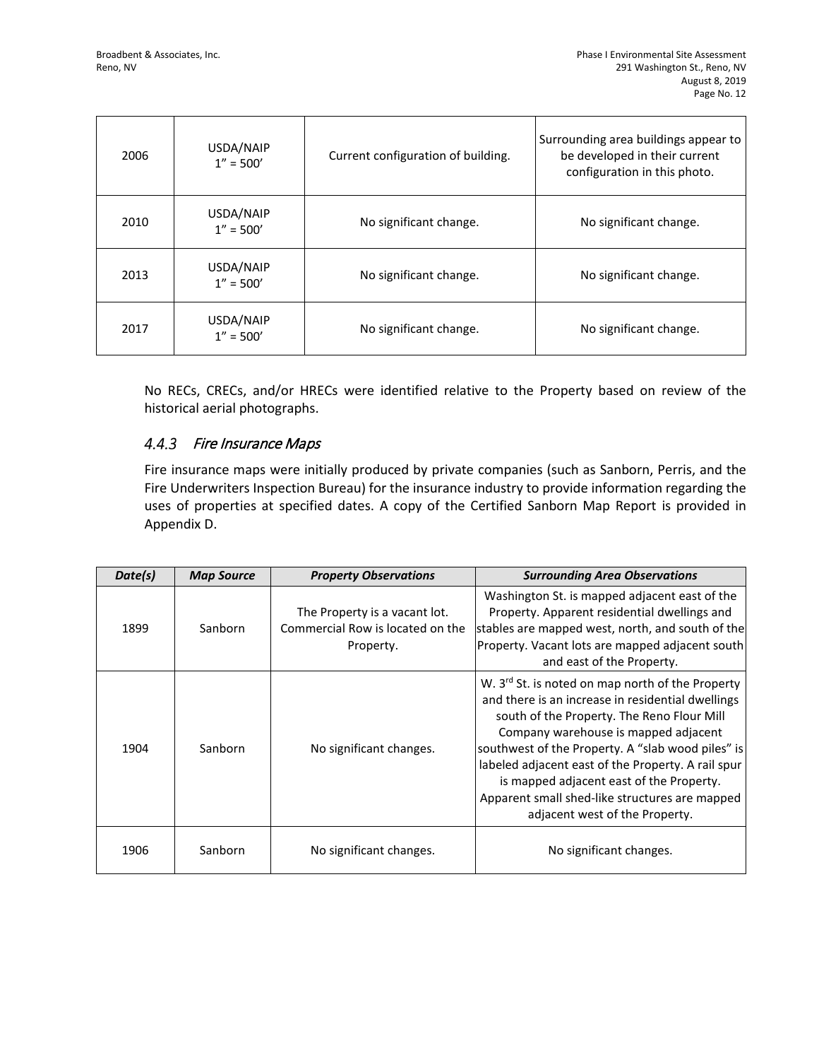| 2006 | USDA/NAIP 1" = 500' | Current configuration of building. | Surrounding area buildings appear to be developed in their current configuration in this photo. |
|---|---|---|---|
| 2010 | USDA/NAIP 1" = 500' | No significant change. | No significant change. |
| 2013 | USDA/NAIP 1" = 500' | No significant change. | No significant change. |
| 2017 | USDA/NAIP 1" = 500' | No significant change. | No significant change. |

No RECs, CRECs, and/or HRECs were identified relative to the Property based on review of the historical aerial photographs.

### *4.4.3 Fire Insurance Maps*

Fire insurance maps were initially produced by private companies (such as Sanborn, Perris, and the Fire Underwriters Inspection Bureau) for the insurance industry to provide information regarding the uses of properties at specified dates. A copy of the Certified Sanborn Map Report is provided in Appendix D.

| ***Date(s)*** | ***Map Source*** | ***Property Observations*** | ***Surrounding Area Observations*** |
|---|---|---|---|
| 1899 | Sanborn | The Property is a vacant lot. Commercial Row is located on the Property. | Washington St. is mapped adjacent east of the Property. Apparent residential dwellings and stables are mapped west, north, and south of the Property. Vacant lots are mapped adjacent south and east of the Property. |
| 1904 | Sanborn | No significant changes. | W. 3rd St. is noted on map north of the Property and there is an increase in residential dwellings south of the Property. The Reno Flour Mill Company warehouse is mapped adjacent southwest of the Property. A "slab wood piles" is labeled adjacent east of the Property. A rail spur is mapped adjacent east of the Property. Apparent small shed-like structures are mapped adjacent west of the Property. |
| 1906 | Sanborn | No significant changes. | No significant changes. |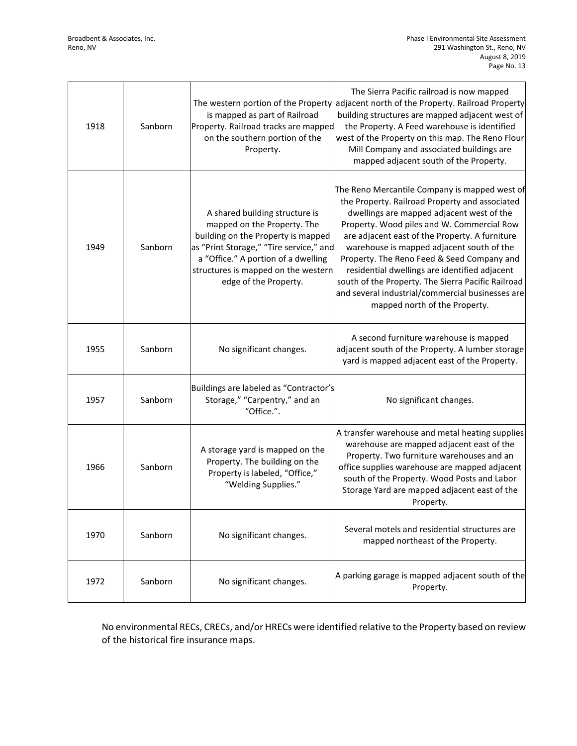| 1918 | Sanborn | The western portion of the Property is mapped as part of Railroad Property. Railroad tracks are mapped on the southern portion of the Property. | The Sierra Pacific railroad is now mapped adjacent north of the Property. Railroad Property building structures are mapped adjacent west of the Property. A Feed warehouse is identified west of the Property on this map. The Reno Flour Mill Company and associated buildings are mapped adjacent south of the Property. |
|---|---|---|---|
| 1949 | Sanborn | A shared building structure is mapped on the Property. The building on the Property is mapped as "Print Storage," "Tire service," and a "Office." A portion of a dwelling structures is mapped on the western edge of the Property. | The Reno Mercantile Company is mapped west of the Property. Railroad Property and associated dwellings are mapped adjacent west of the Property. Wood piles and W. Commercial Row are adjacent east of the Property. A furniture warehouse is mapped adjacent south of the Property. The Reno Feed & Seed Company and residential dwellings are identified adjacent south of the Property. The Sierra Pacific Railroad and several industrial/commercial businesses are mapped north of the Property. |
| 1955 | Sanborn | No significant changes. | A second furniture warehouse is mapped adjacent south of the Property. A lumber storage yard is mapped adjacent east of the Property. |
| 1957 | Sanborn | Buildings are labeled as "Contractor's Storage," "Carpentry," and an "Office.". | No significant changes. |
| 1966 | Sanborn | A storage yard is mapped on the Property. The building on the Property is labeled, "Office," "Welding Supplies." | A transfer warehouse and metal heating supplies warehouse are mapped adjacent east of the Property. Two furniture warehouses and an office supplies warehouse are mapped adjacent south of the Property. Wood Posts and Labor Storage Yard are mapped adjacent east of the Property. |
| 1970 | Sanborn | No significant changes. | Several motels and residential structures are mapped northeast of the Property. |
| 1972 | Sanborn | No significant changes. | A parking garage is mapped adjacent south of the Property. |

No environmental RECs, CRECs, and/or HRECs were identified relative to the Property based on review of the historical fire insurance maps.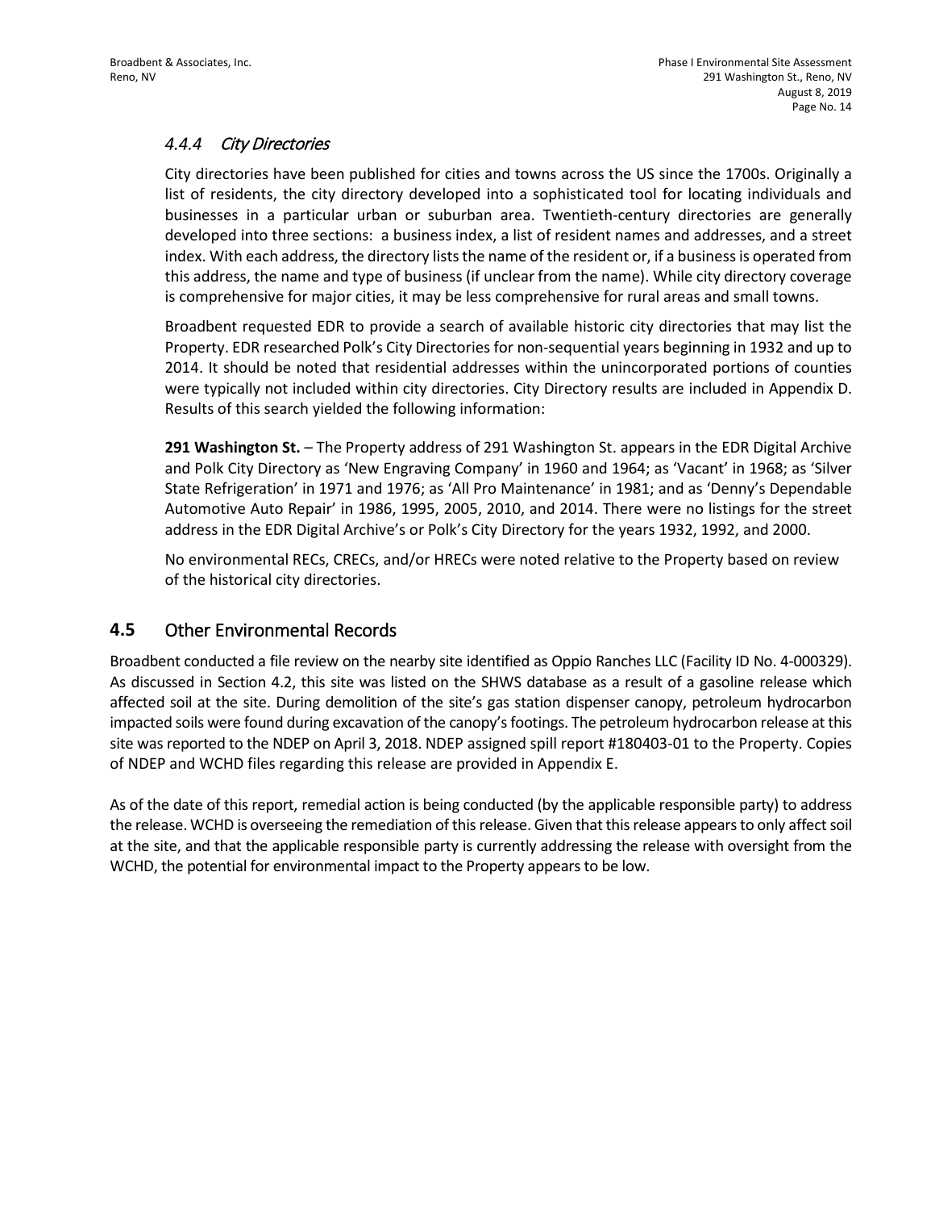### *4.4.4 City Directories*

City directories have been published for cities and towns across the US since the 1700s. Originally a list of residents, the city directory developed into a sophisticated tool for locating individuals and businesses in a particular urban or suburban area. Twentieth-century directories are generally developed into three sections: a business index, a list of resident names and addresses, and a street index. With each address, the directory lists the name of the resident or, if a business is operated from this address, the name and type of business (if unclear from the name). While city directory coverage is comprehensive for major cities, it may be less comprehensive for rural areas and small towns.

Broadbent requested EDR to provide a search of available historic city directories that may list the Property. EDR researched Polk's City Directories for non-sequential years beginning in 1932 and up to 2014. It should be noted that residential addresses within the unincorporated portions of counties were typically not included within city directories. City Directory results are included in Appendix D. Results of this search yielded the following information:

**291 Washington St.** – The Property address of 291 Washington St. appears in the EDR Digital Archive and Polk City Directory as 'New Engraving Company' in 1960 and 1964; as 'Vacant' in 1968; as 'Silver State Refrigeration' in 1971 and 1976; as 'All Pro Maintenance' in 1981; and as 'Denny's Dependable Automotive Auto Repair' in 1986, 1995, 2005, 2010, and 2014. There were no listings for the street address in the EDR Digital Archive's or Polk's City Directory for the years 1932, 1992, and 2000.

No environmental RECs, CRECs, and/or HRECs were noted relative to the Property based on review of the historical city directories.

## 4.5 Other Environmental Records

Broadbent conducted a file review on the nearby site identified as Oppio Ranches LLC (Facility ID No. 4-000329). As discussed in Section 4.2, this site was listed on the SHWS database as a result of a gasoline release which affected soil at the site. During demolition of the site's gas station dispenser canopy, petroleum hydrocarbon impacted soils were found during excavation of the canopy's footings. The petroleum hydrocarbon release at this site was reported to the NDEP on April 3, 2018. NDEP assigned spill report #180403-01 to the Property. Copies of NDEP and WCHD files regarding this release are provided in Appendix E.

As of the date of this report, remedial action is being conducted (by the applicable responsible party) to address the release. WCHD is overseeing the remediation of this release. Given that this release appears to only affect soil at the site, and that the applicable responsible party is currently addressing the release with oversight from the WCHD, the potential for environmental impact to the Property appears to be low.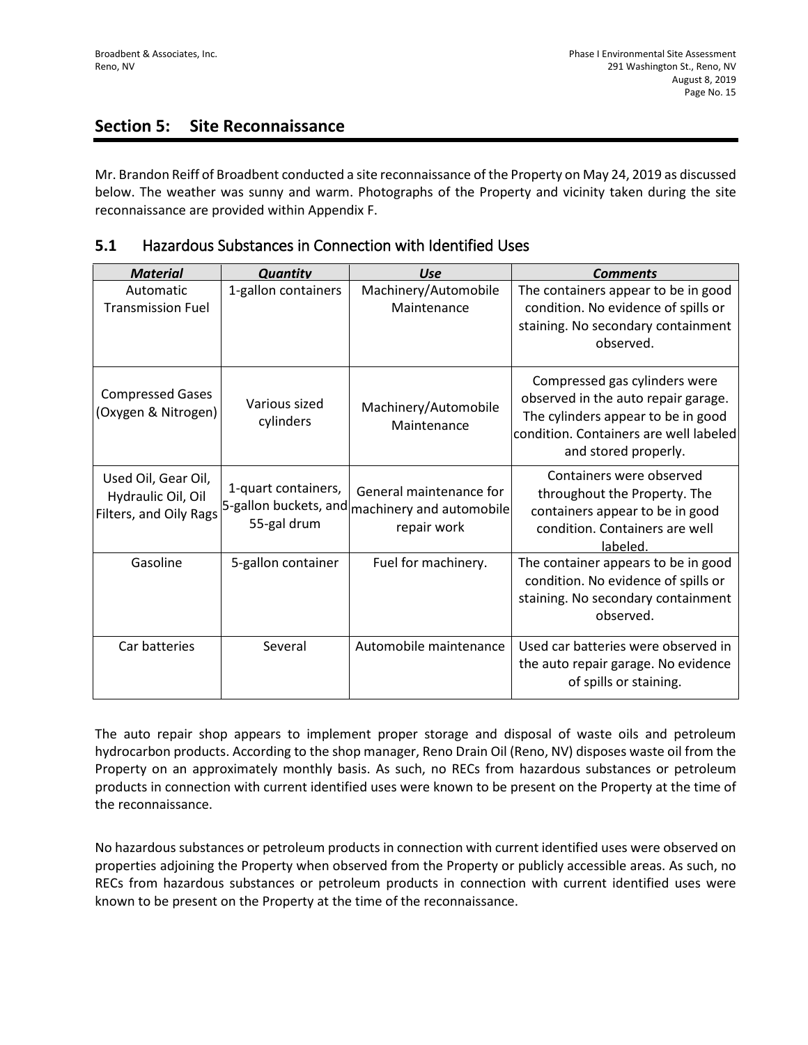## Section 5: Site Reconnaissance

Mr. Brandon Reiff of Broadbent conducted a site reconnaissance of the Property on May 24, 2019 as discussed below. The weather was sunny and warm. Photographs of the Property and vicinity taken during the site reconnaissance are provided within Appendix F.

### 5.1 Hazardous Substances in Connection with Identified Uses

| *Material* | *Quantity* | *Use* | *Comments* |
|---|---|---|---|
| Automatic Transmission Fuel | 1-gallon containers | Machinery/Automobile Maintenance | The containers appear to be in good condition. No evidence of spills or staining. No secondary containment observed. |
| Compressed Gases (Oxygen & Nitrogen) | Various sized cylinders | Machinery/Automobile Maintenance | Compressed gas cylinders were observed in the auto repair garage. The cylinders appear to be in good condition. Containers are well labeled and stored properly. |
| Used Oil, Gear Oil, Hydraulic Oil, Oil Filters, and Oily Rags | 1-quart containers, 5-gallon buckets, and 55-gal drum | General maintenance for machinery and automobile repair work | Containers were observed throughout the Property. The containers appear to be in good condition. Containers are well labeled. |
| Gasoline | 5-gallon container | Fuel for machinery. | The container appears to be in good condition. No evidence of spills or staining. No secondary containment observed. |
| Car batteries | Several | Automobile maintenance | Used car batteries were observed in the auto repair garage. No evidence of spills or staining. |

The auto repair shop appears to implement proper storage and disposal of waste oils and petroleum hydrocarbon products. According to the shop manager, Reno Drain Oil (Reno, NV) disposes waste oil from the Property on an approximately monthly basis. As such, no RECs from hazardous substances or petroleum products in connection with current identified uses were known to be present on the Property at the time of the reconnaissance.

No hazardous substances or petroleum products in connection with current identified uses were observed on properties adjoining the Property when observed from the Property or publicly accessible areas. As such, no RECs from hazardous substances or petroleum products in connection with current identified uses were known to be present on the Property at the time of the reconnaissance.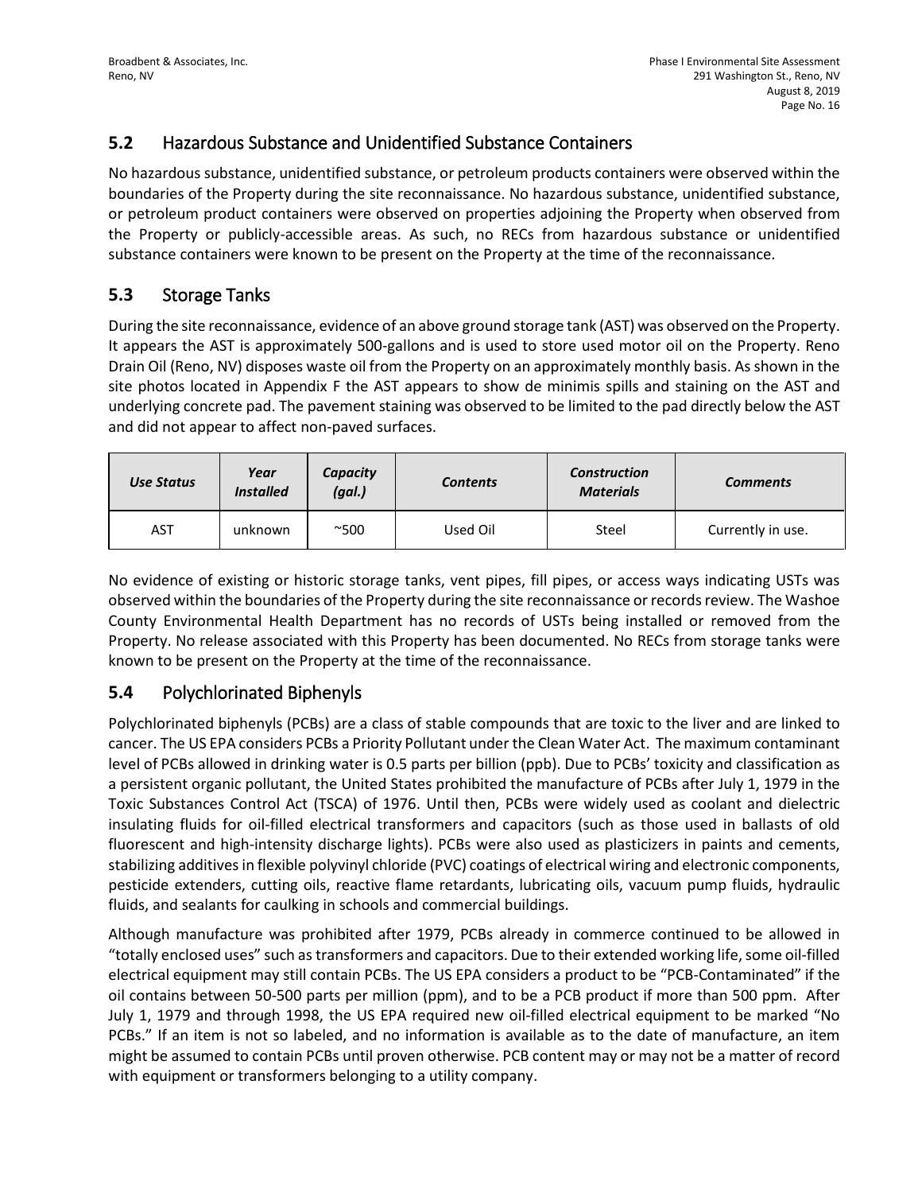## 5.2 Hazardous Substance and Unidentified Substance Containers

No hazardous substance, unidentified substance, or petroleum products containers were observed within the boundaries of the Property during the site reconnaissance. No hazardous substance, unidentified substance, or petroleum product containers were observed on properties adjoining the Property when observed from the Property or publicly-accessible areas. As such, no RECs from hazardous substance or unidentified substance containers were known to be present on the Property at the time of the reconnaissance.

## 5.3 Storage Tanks

During the site reconnaissance, evidence of an above ground storage tank (AST) was observed on the Property. It appears the AST is approximately 500-gallons and is used to store used motor oil on the Property. Reno Drain Oil (Reno, NV) disposes waste oil from the Property on an approximately monthly basis. As shown in the site photos located in Appendix F the AST appears to show de minimis spills and staining on the AST and underlying concrete pad. The pavement staining was observed to be limited to the pad directly below the AST and did not appear to affect non-paved surfaces.

| *Use Status* | *Year Installed* | *Capacity (gal.)* | *Contents* | *Construction Materials* | *Comments* |
|---|---|---|---|---|---|
| AST | unknown | ~500 | Used Oil | Steel | Currently in use. |

No evidence of existing or historic storage tanks, vent pipes, fill pipes, or access ways indicating USTs was observed within the boundaries of the Property during the site reconnaissance or records review. The Washoe County Environmental Health Department has no records of USTs being installed or removed from the Property. No release associated with this Property has been documented. No RECs from storage tanks were known to be present on the Property at the time of the reconnaissance.

## 5.4 Polychlorinated Biphenyls

Polychlorinated biphenyls (PCBs) are a class of stable compounds that are toxic to the liver and are linked to cancer. The US EPA considers PCBs a Priority Pollutant under the Clean Water Act. The maximum contaminant level of PCBs allowed in drinking water is 0.5 parts per billion (ppb). Due to PCBs' toxicity and classification as a persistent organic pollutant, the United States prohibited the manufacture of PCBs after July 1, 1979 in the Toxic Substances Control Act (TSCA) of 1976. Until then, PCBs were widely used as coolant and dielectric insulating fluids for oil-filled electrical transformers and capacitors (such as those used in ballasts of old fluorescent and high-intensity discharge lights). PCBs were also used as plasticizers in paints and cements, stabilizing additives in flexible polyvinyl chloride (PVC) coatings of electrical wiring and electronic components, pesticide extenders, cutting oils, reactive flame retardants, lubricating oils, vacuum pump fluids, hydraulic fluids, and sealants for caulking in schools and commercial buildings.

Although manufacture was prohibited after 1979, PCBs already in commerce continued to be allowed in "totally enclosed uses" such as transformers and capacitors. Due to their extended working life, some oil-filled electrical equipment may still contain PCBs. The US EPA considers a product to be "PCB-Contaminated" if the oil contains between 50-500 parts per million (ppm), and to be a PCB product if more than 500 ppm. After July 1, 1979 and through 1998, the US EPA required new oil-filled electrical equipment to be marked "No PCBs." If an item is not so labeled, and no information is available as to the date of manufacture, an item might be assumed to contain PCBs until proven otherwise. PCB content may or may not be a matter of record with equipment or transformers belonging to a utility company.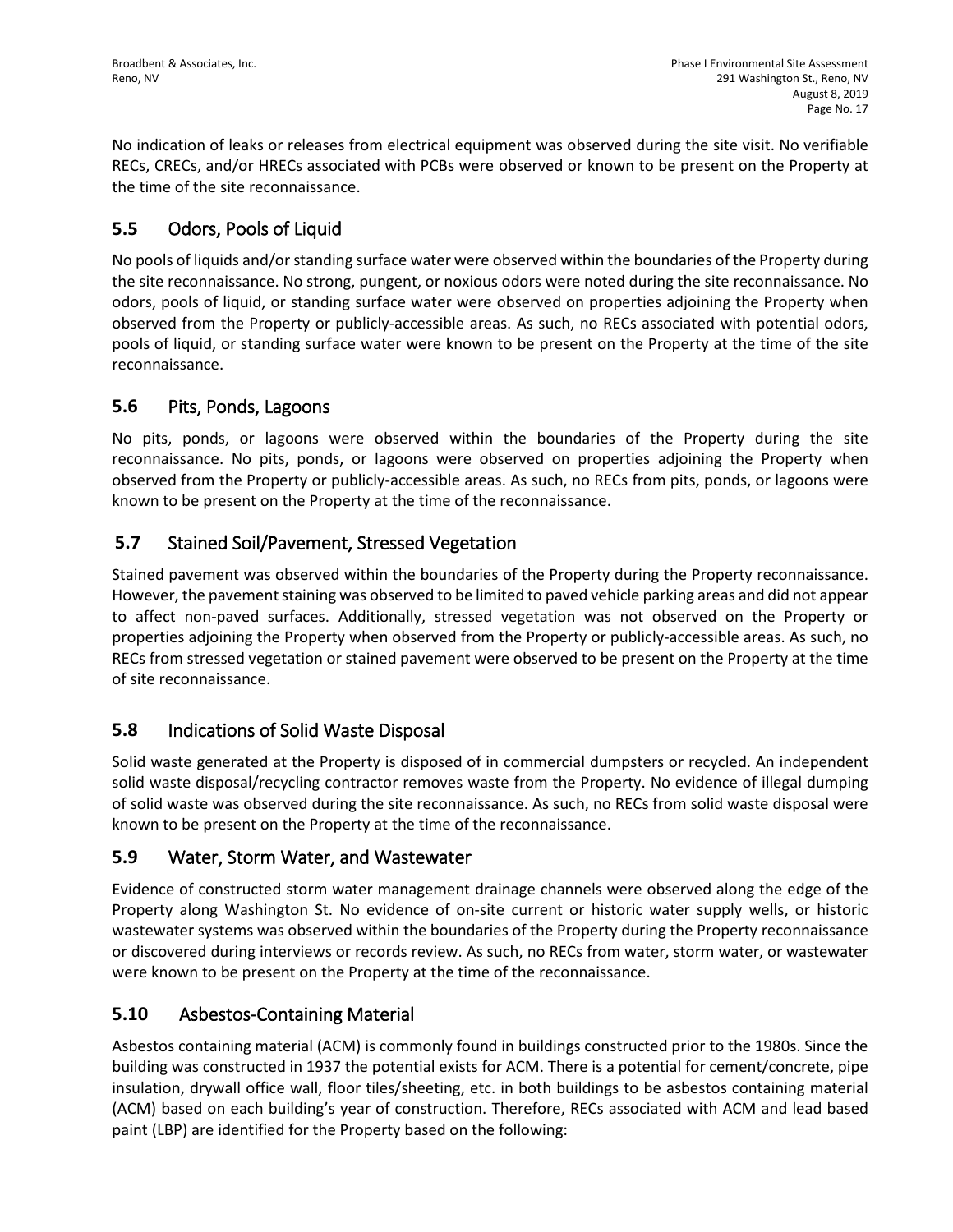No indication of leaks or releases from electrical equipment was observed during the site visit. No verifiable RECs, CRECs, and/or HRECs associated with PCBs were observed or known to be present on the Property at the time of the site reconnaissance.

## 5.5 Odors, Pools of Liquid

No pools of liquids and/or standing surface water were observed within the boundaries of the Property during the site reconnaissance. No strong, pungent, or noxious odors were noted during the site reconnaissance. No odors, pools of liquid, or standing surface water were observed on properties adjoining the Property when observed from the Property or publicly-accessible areas. As such, no RECs associated with potential odors, pools of liquid, or standing surface water were known to be present on the Property at the time of the site reconnaissance.

## 5.6 Pits, Ponds, Lagoons

No pits, ponds, or lagoons were observed within the boundaries of the Property during the site reconnaissance. No pits, ponds, or lagoons were observed on properties adjoining the Property when observed from the Property or publicly-accessible areas. As such, no RECs from pits, ponds, or lagoons were known to be present on the Property at the time of the reconnaissance.

## 5.7 Stained Soil/Pavement, Stressed Vegetation

Stained pavement was observed within the boundaries of the Property during the Property reconnaissance. However, the pavement staining was observed to be limited to paved vehicle parking areas and did not appear to affect non-paved surfaces. Additionally, stressed vegetation was not observed on the Property or properties adjoining the Property when observed from the Property or publicly-accessible areas. As such, no RECs from stressed vegetation or stained pavement were observed to be present on the Property at the time of site reconnaissance.

## 5.8 Indications of Solid Waste Disposal

Solid waste generated at the Property is disposed of in commercial dumpsters or recycled. An independent solid waste disposal/recycling contractor removes waste from the Property. No evidence of illegal dumping of solid waste was observed during the site reconnaissance. As such, no RECs from solid waste disposal were known to be present on the Property at the time of the reconnaissance.

## 5.9 Water, Storm Water, and Wastewater

Evidence of constructed storm water management drainage channels were observed along the edge of the Property along Washington St. No evidence of on-site current or historic water supply wells, or historic wastewater systems was observed within the boundaries of the Property during the Property reconnaissance or discovered during interviews or records review. As such, no RECs from water, storm water, or wastewater were known to be present on the Property at the time of the reconnaissance.

## 5.10 Asbestos-Containing Material

Asbestos containing material (ACM) is commonly found in buildings constructed prior to the 1980s. Since the building was constructed in 1937 the potential exists for ACM. There is a potential for cement/concrete, pipe insulation, drywall office wall, floor tiles/sheeting, etc. in both buildings to be asbestos containing material (ACM) based on each building's year of construction. Therefore, RECs associated with ACM and lead based paint (LBP) are identified for the Property based on the following: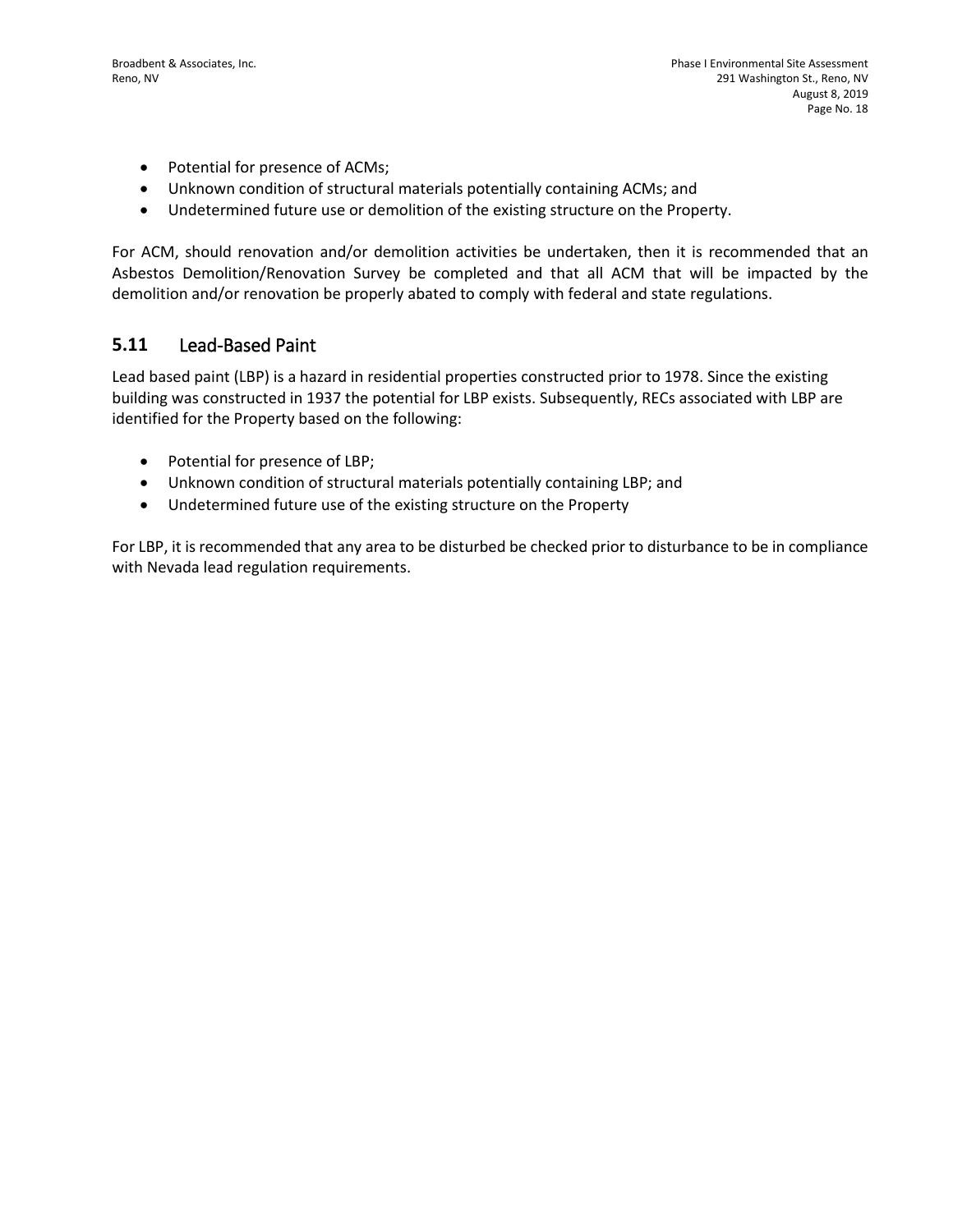- Potential for presence of ACMs;
- Unknown condition of structural materials potentially containing ACMs; and
- Undetermined future use or demolition of the existing structure on the Property.

For ACM, should renovation and/or demolition activities be undertaken, then it is recommended that an Asbestos Demolition/Renovation Survey be completed and that all ACM that will be impacted by the demolition and/or renovation be properly abated to comply with federal and state regulations.

## 5.11 Lead-Based Paint

Lead based paint (LBP) is a hazard in residential properties constructed prior to 1978. Since the existing building was constructed in 1937 the potential for LBP exists. Subsequently, RECs associated with LBP are identified for the Property based on the following:

- Potential for presence of LBP;
- Unknown condition of structural materials potentially containing LBP; and
- Undetermined future use of the existing structure on the Property

For LBP, it is recommended that any area to be disturbed be checked prior to disturbance to be in compliance with Nevada lead regulation requirements.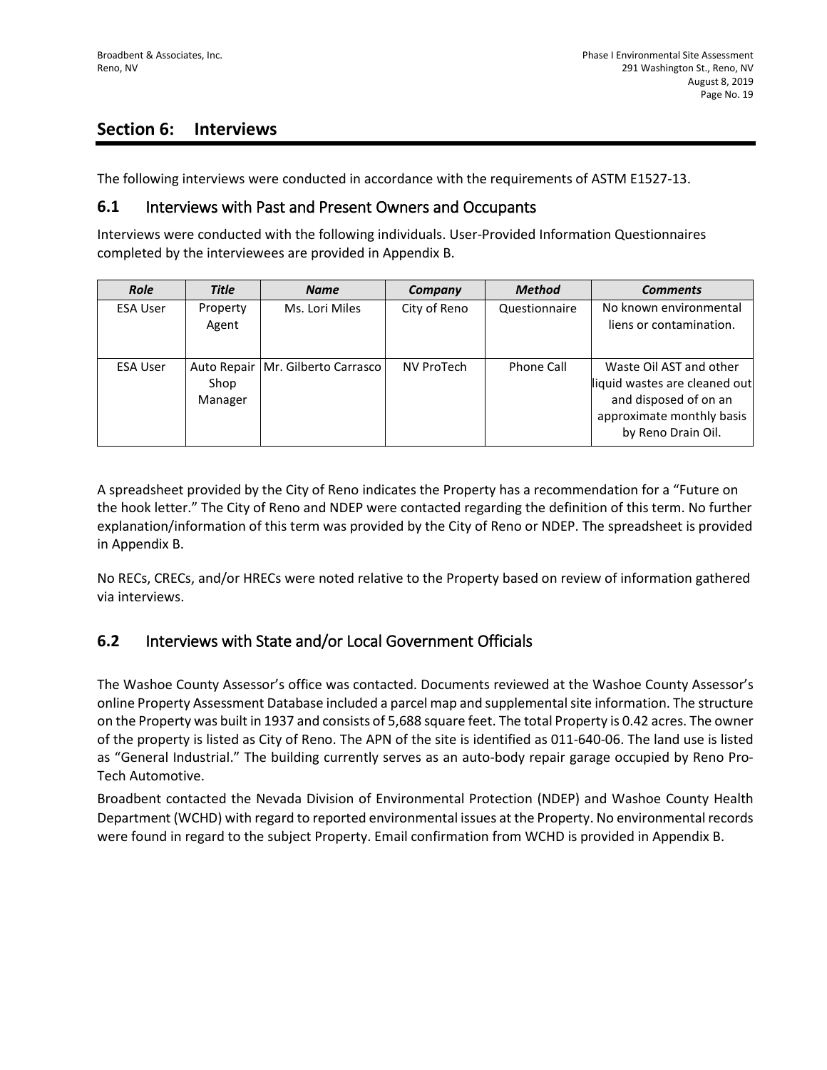## Section 6: Interviews

The following interviews were conducted in accordance with the requirements of ASTM E1527-13.

### 6.1 Interviews with Past and Present Owners and Occupants

Interviews were conducted with the following individuals. User-Provided Information Questionnaires completed by the interviewees are provided in Appendix B.

| *Role* | *Title* | *Name* | *Company* | *Method* | *Comments* |
|---|---|---|---|---|---|
| ESA User | Property Agent | Ms. Lori Miles | City of Reno | Questionnaire | No known environmental liens or contamination. |
| ESA User | Auto Repair Shop Manager | Mr. Gilberto Carrasco | NV ProTech | Phone Call | Waste Oil AST and other liquid wastes are cleaned out and disposed of on an approximate monthly basis by Reno Drain Oil. |

A spreadsheet provided by the City of Reno indicates the Property has a recommendation for a "Future on the hook letter." The City of Reno and NDEP were contacted regarding the definition of this term. No further explanation/information of this term was provided by the City of Reno or NDEP. The spreadsheet is provided in Appendix B.

No RECs, CRECs, and/or HRECs were noted relative to the Property based on review of information gathered via interviews.

### 6.2 Interviews with State and/or Local Government Officials

The Washoe County Assessor's office was contacted. Documents reviewed at the Washoe County Assessor's online Property Assessment Database included a parcel map and supplemental site information. The structure on the Property was built in 1937 and consists of 5,688 square feet. The total Property is 0.42 acres. The owner of the property is listed as City of Reno. The APN of the site is identified as 011-640-06. The land use is listed as "General Industrial." The building currently serves as an auto-body repair garage occupied by Reno Pro-Tech Automotive.

Broadbent contacted the Nevada Division of Environmental Protection (NDEP) and Washoe County Health Department (WCHD) with regard to reported environmental issues at the Property. No environmental records were found in regard to the subject Property. Email confirmation from WCHD is provided in Appendix B.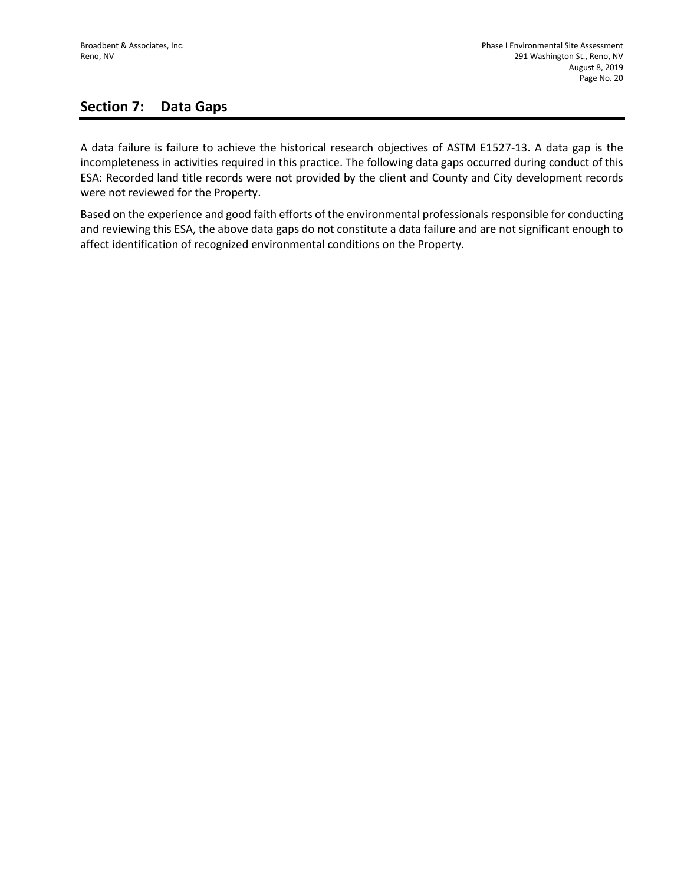## Section 7: Data Gaps

A data failure is failure to achieve the historical research objectives of ASTM E1527-13. A data gap is the incompleteness in activities required in this practice. The following data gaps occurred during conduct of this ESA: Recorded land title records were not provided by the client and County and City development records were not reviewed for the Property.

Based on the experience and good faith efforts of the environmental professionals responsible for conducting and reviewing this ESA, the above data gaps do not constitute a data failure and are not significant enough to affect identification of recognized environmental conditions on the Property.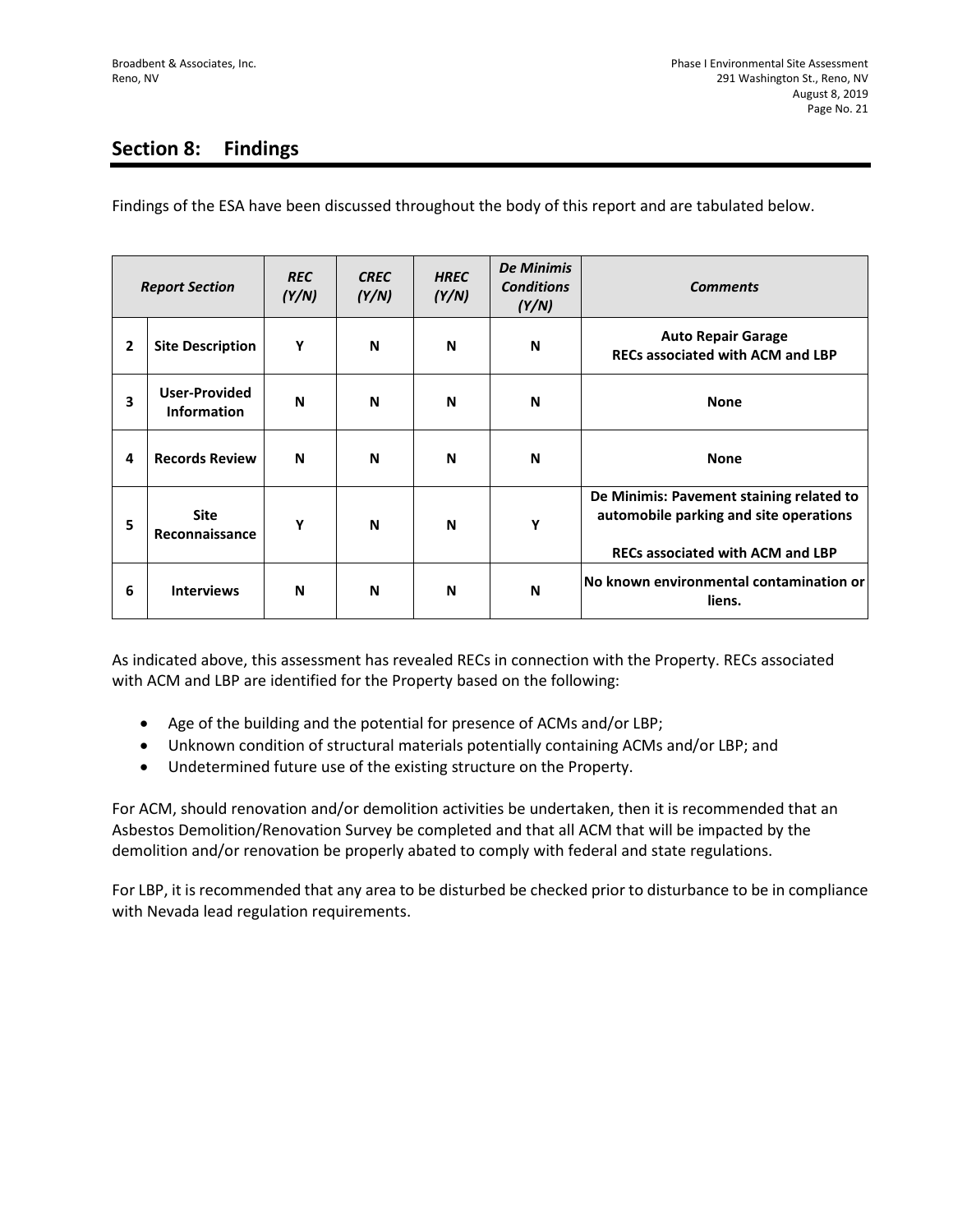# Section 8: Findings

Findings of the ESA have been discussed throughout the body of this report and are tabulated below.

| Report Section | | REC (Y/N) | CREC (Y/N) | HREC (Y/N) | De Minimis Conditions (Y/N) | Comments |
|---|---|---|---|---|---|---|
| 2 | Site Description | Y | N | N | N | Auto Repair Garage<br>RECs associated with ACM and LBP |
| 3 | User-Provided Information | N | N | N | N | None |
| 4 | Records Review | N | N | N | N | None |
| 5 | Site Reconnaissance | Y | N | N | Y | De Minimis: Pavement staining related to automobile parking and site operations<br><br>RECs associated with ACM and LBP |
| 6 | Interviews | N | N | N | N | No known environmental contamination or liens. |

As indicated above, this assessment has revealed RECs in connection with the Property. RECs associated with ACM and LBP are identified for the Property based on the following:

- Age of the building and the potential for presence of ACMs and/or LBP;
- Unknown condition of structural materials potentially containing ACMs and/or LBP; and
- Undetermined future use of the existing structure on the Property.

For ACM, should renovation and/or demolition activities be undertaken, then it is recommended that an Asbestos Demolition/Renovation Survey be completed and that all ACM that will be impacted by the demolition and/or renovation be properly abated to comply with federal and state regulations.

For LBP, it is recommended that any area to be disturbed be checked prior to disturbance to be in compliance with Nevada lead regulation requirements.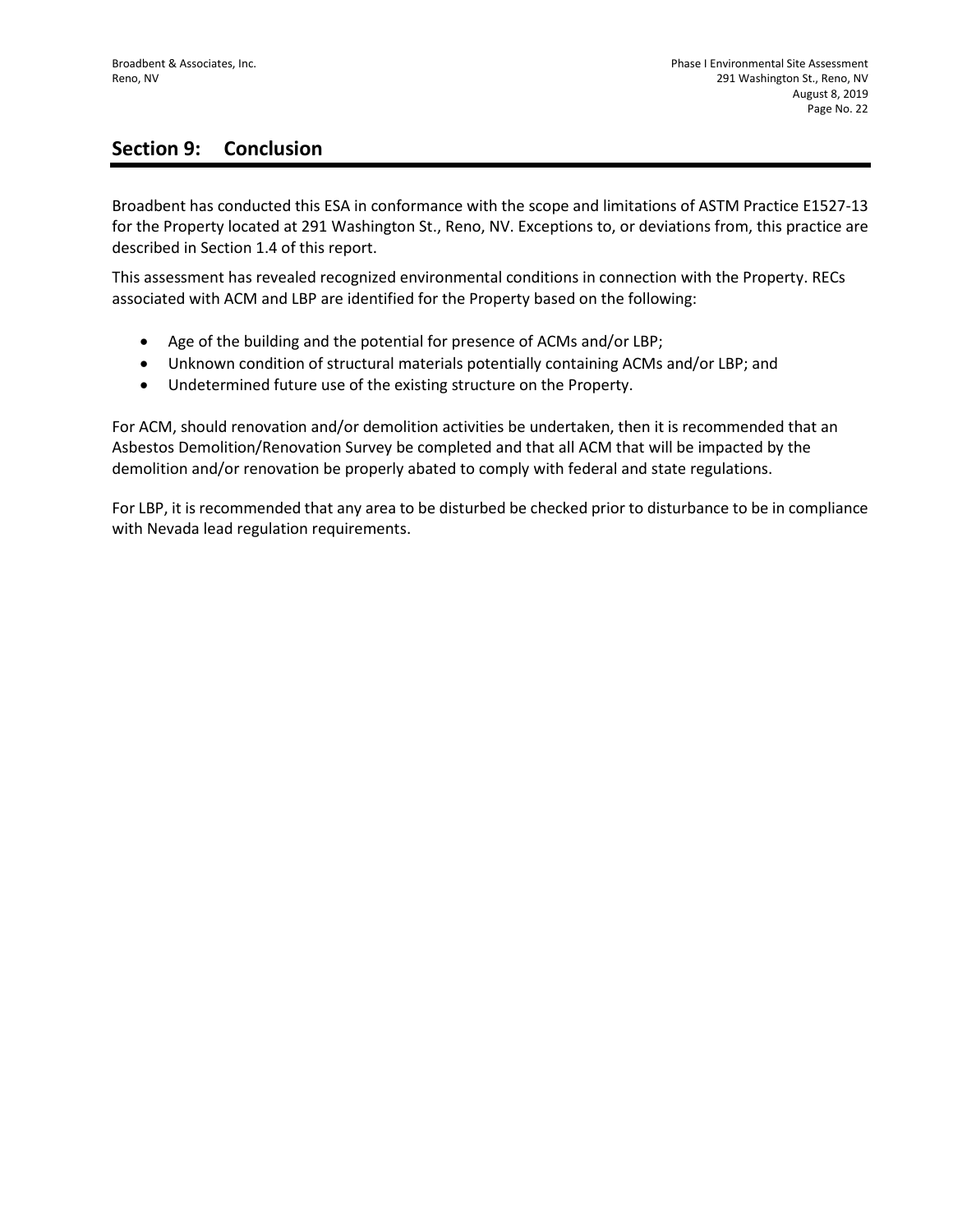## Section 9: Conclusion

Broadbent has conducted this ESA in conformance with the scope and limitations of ASTM Practice E1527-13 for the Property located at 291 Washington St., Reno, NV. Exceptions to, or deviations from, this practice are described in Section 1.4 of this report.

This assessment has revealed recognized environmental conditions in connection with the Property. RECs associated with ACM and LBP are identified for the Property based on the following:

- Age of the building and the potential for presence of ACMs and/or LBP;
- Unknown condition of structural materials potentially containing ACMs and/or LBP; and
- Undetermined future use of the existing structure on the Property.

For ACM, should renovation and/or demolition activities be undertaken, then it is recommended that an Asbestos Demolition/Renovation Survey be completed and that all ACM that will be impacted by the demolition and/or renovation be properly abated to comply with federal and state regulations.

For LBP, it is recommended that any area to be disturbed be checked prior to disturbance to be in compliance with Nevada lead regulation requirements.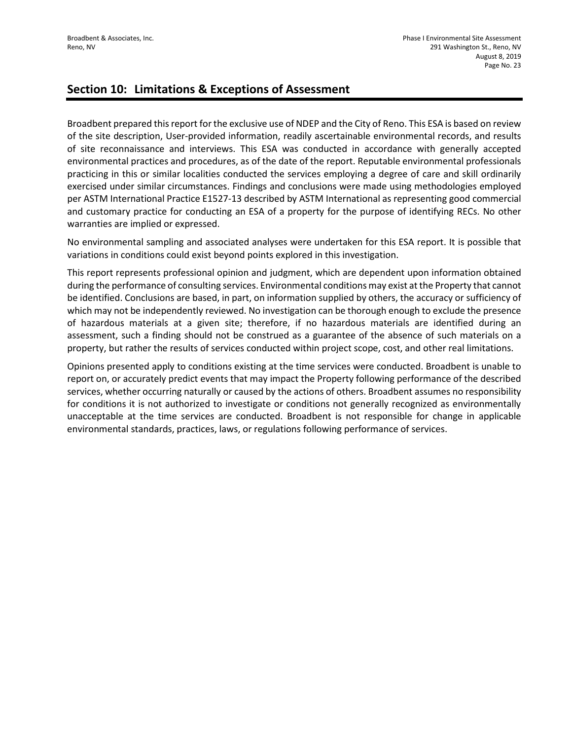## Section 10: Limitations & Exceptions of Assessment

Broadbent prepared this report for the exclusive use of NDEP and the City of Reno. This ESA is based on review of the site description, User-provided information, readily ascertainable environmental records, and results of site reconnaissance and interviews. This ESA was conducted in accordance with generally accepted environmental practices and procedures, as of the date of the report. Reputable environmental professionals practicing in this or similar localities conducted the services employing a degree of care and skill ordinarily exercised under similar circumstances. Findings and conclusions were made using methodologies employed per ASTM International Practice E1527-13 described by ASTM International as representing good commercial and customary practice for conducting an ESA of a property for the purpose of identifying RECs. No other warranties are implied or expressed.

No environmental sampling and associated analyses were undertaken for this ESA report. It is possible that variations in conditions could exist beyond points explored in this investigation.

This report represents professional opinion and judgment, which are dependent upon information obtained during the performance of consulting services. Environmental conditions may exist at the Property that cannot be identified. Conclusions are based, in part, on information supplied by others, the accuracy or sufficiency of which may not be independently reviewed. No investigation can be thorough enough to exclude the presence of hazardous materials at a given site; therefore, if no hazardous materials are identified during an assessment, such a finding should not be construed as a guarantee of the absence of such materials on a property, but rather the results of services conducted within project scope, cost, and other real limitations.

Opinions presented apply to conditions existing at the time services were conducted. Broadbent is unable to report on, or accurately predict events that may impact the Property following performance of the described services, whether occurring naturally or caused by the actions of others. Broadbent assumes no responsibility for conditions it is not authorized to investigate or conditions not generally recognized as environmentally unacceptable at the time services are conducted. Broadbent is not responsible for change in applicable environmental standards, practices, laws, or regulations following performance of services.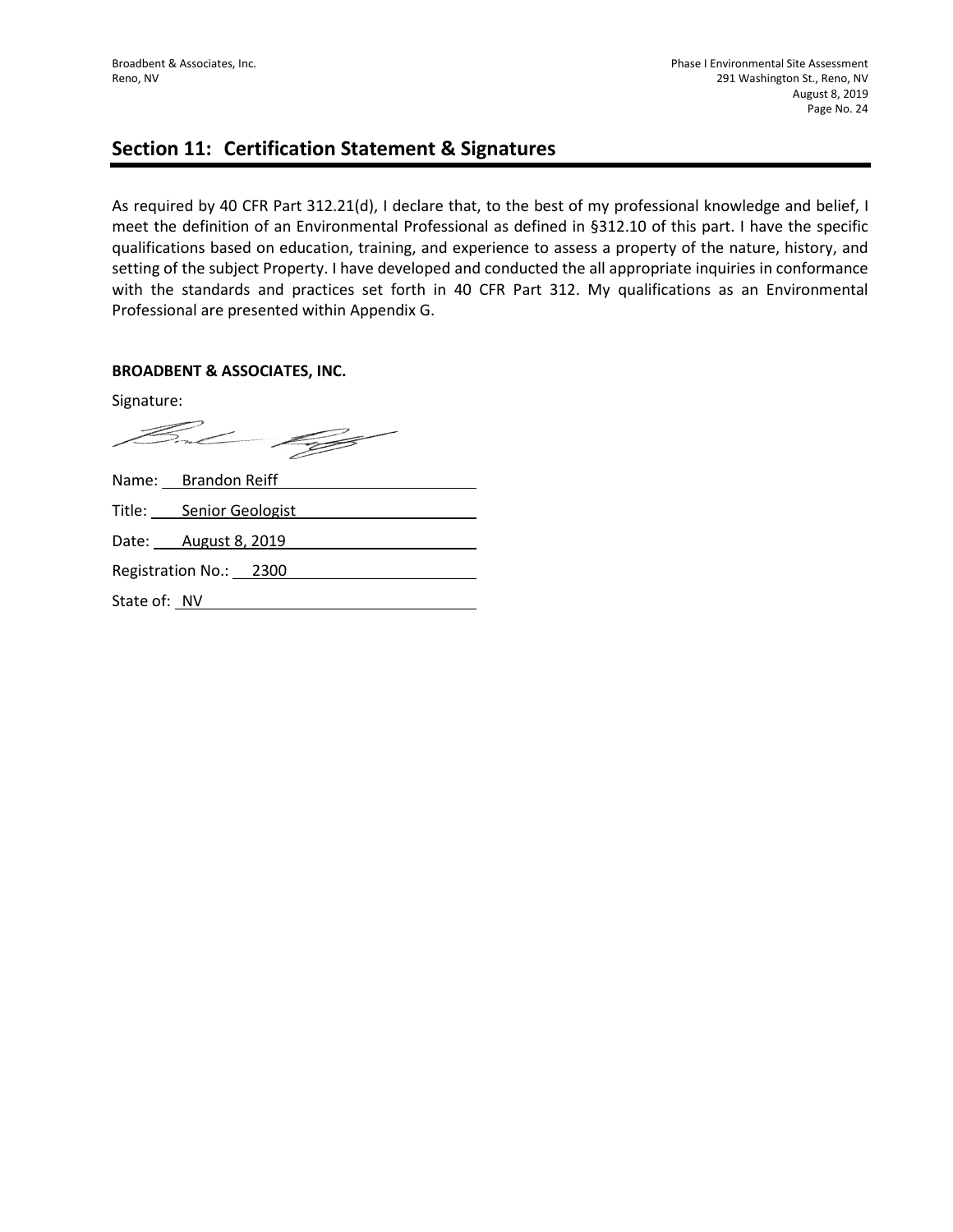## Section 11: Certification Statement & Signatures

As required by 40 CFR Part 312.21(d), I declare that, to the best of my professional knowledge and belief, I meet the definition of an Environmental Professional as defined in §312.10 of this part. I have the specific qualifications based on education, training, and experience to assess a property of the nature, history, and setting of the subject Property. I have developed and conducted the all appropriate inquiries in conformance with the standards and practices set forth in 40 CFR Part 312. My qualifications as an Environmental Professional are presented within Appendix G.

**BROADBENT & ASSOCIATES, INC.**

Signature:

Name: Brandon Reiff

Title: Senior Geologist

Date: August 8, 2019

Registration No.: 2300

State of: NV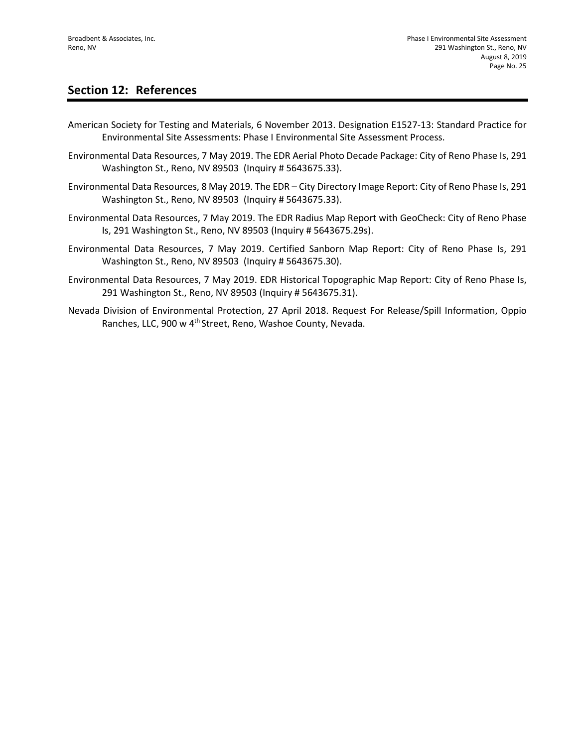## Section 12: References

American Society for Testing and Materials, 6 November 2013. Designation E1527-13: Standard Practice for Environmental Site Assessments: Phase I Environmental Site Assessment Process.

Environmental Data Resources, 7 May 2019. The EDR Aerial Photo Decade Package: City of Reno Phase Is, 291 Washington St., Reno, NV 89503 (Inquiry # 5643675.33).

Environmental Data Resources, 8 May 2019. The EDR – City Directory Image Report: City of Reno Phase Is, 291 Washington St., Reno, NV 89503 (Inquiry # 5643675.33).

Environmental Data Resources, 7 May 2019. The EDR Radius Map Report with GeoCheck: City of Reno Phase Is, 291 Washington St., Reno, NV 89503 (Inquiry # 5643675.29s).

Environmental Data Resources, 7 May 2019. Certified Sanborn Map Report: City of Reno Phase Is, 291 Washington St., Reno, NV 89503 (Inquiry # 5643675.30).

Environmental Data Resources, 7 May 2019. EDR Historical Topographic Map Report: City of Reno Phase Is, 291 Washington St., Reno, NV 89503 (Inquiry # 5643675.31).

Nevada Division of Environmental Protection, 27 April 2018. Request For Release/Spill Information, Oppio Ranches, LLC, 900 w 4th Street, Reno, Washoe County, Nevada.